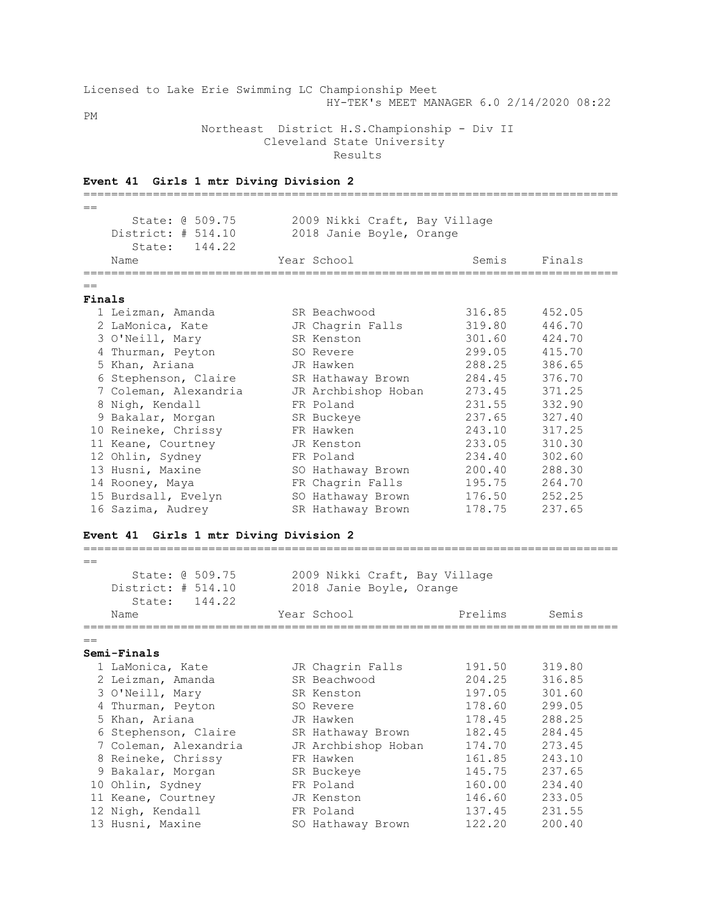Licensed to Lake Erie Swimming LC Championship Meet
HY-TEK's MEET MANAGER 6.0 2/14/2020 08:22 PM

Northeast District H.S.Championship - Div II
Cleveland State University
Results

**Event 41 Girls 1 mtr Diving Division 2**

State: @ 509.75 — 2009 Nikki Craft, Bay Village
District: # 514.10 — 2018 Janie Boyle, Orange
State: 144.22

**Finals**

| | Name | Year | School | Semis | Finals |
|---|---|---|---|---|---|
| 1 | Leizman, Amanda | SR | Beachwood | 316.85 | 452.05 |
| 2 | LaMonica, Kate | JR | Chagrin Falls | 319.80 | 446.70 |
| 3 | O'Neill, Mary | SR | Kenston | 301.60 | 424.70 |
| 4 | Thurman, Peyton | SO | Revere | 299.05 | 415.70 |
| 5 | Khan, Ariana | JR | Hawken | 288.25 | 386.65 |
| 6 | Stephenson, Claire | SR | Hathaway Brown | 284.45 | 376.70 |
| 7 | Coleman, Alexandria | JR | Archbishop Hoban | 273.45 | 371.25 |
| 8 | Nigh, Kendall | FR | Poland | 231.55 | 332.90 |
| 9 | Bakalar, Morgan | SR | Buckeye | 237.65 | 327.40 |
| 10 | Reineke, Chrissy | FR | Hawken | 243.10 | 317.25 |
| 11 | Keane, Courtney | JR | Kenston | 233.05 | 310.30 |
| 12 | Ohlin, Sydney | FR | Poland | 234.40 | 302.60 |
| 13 | Husni, Maxine | SO | Hathaway Brown | 200.40 | 288.30 |
| 14 | Rooney, Maya | FR | Chagrin Falls | 195.75 | 264.70 |
| 15 | Burdsall, Evelyn | SO | Hathaway Brown | 176.50 | 252.25 |
| 16 | Sazima, Audrey | SR | Hathaway Brown | 178.75 | 237.65 |

**Event 41 Girls 1 mtr Diving Division 2**

State: @ 509.75 — 2009 Nikki Craft, Bay Village
District: # 514.10 — 2018 Janie Boyle, Orange
State: 144.22

**Semi-Finals**

| | Name | Year | School | Prelims | Semis |
|---|---|---|---|---|---|
| 1 | LaMonica, Kate | JR | Chagrin Falls | 191.50 | 319.80 |
| 2 | Leizman, Amanda | SR | Beachwood | 204.25 | 316.85 |
| 3 | O'Neill, Mary | SR | Kenston | 197.05 | 301.60 |
| 4 | Thurman, Peyton | SO | Revere | 178.60 | 299.05 |
| 5 | Khan, Ariana | JR | Hawken | 178.45 | 288.25 |
| 6 | Stephenson, Claire | SR | Hathaway Brown | 182.45 | 284.45 |
| 7 | Coleman, Alexandria | JR | Archbishop Hoban | 174.70 | 273.45 |
| 8 | Reineke, Chrissy | FR | Hawken | 161.85 | 243.10 |
| 9 | Bakalar, Morgan | SR | Buckeye | 145.75 | 237.65 |
| 10 | Ohlin, Sydney | FR | Poland | 160.00 | 234.40 |
| 11 | Keane, Courtney | JR | Kenston | 146.60 | 233.05 |
| 12 | Nigh, Kendall | FR | Poland | 137.45 | 231.55 |
| 13 | Husni, Maxine | SO | Hathaway Brown | 122.20 | 200.40 |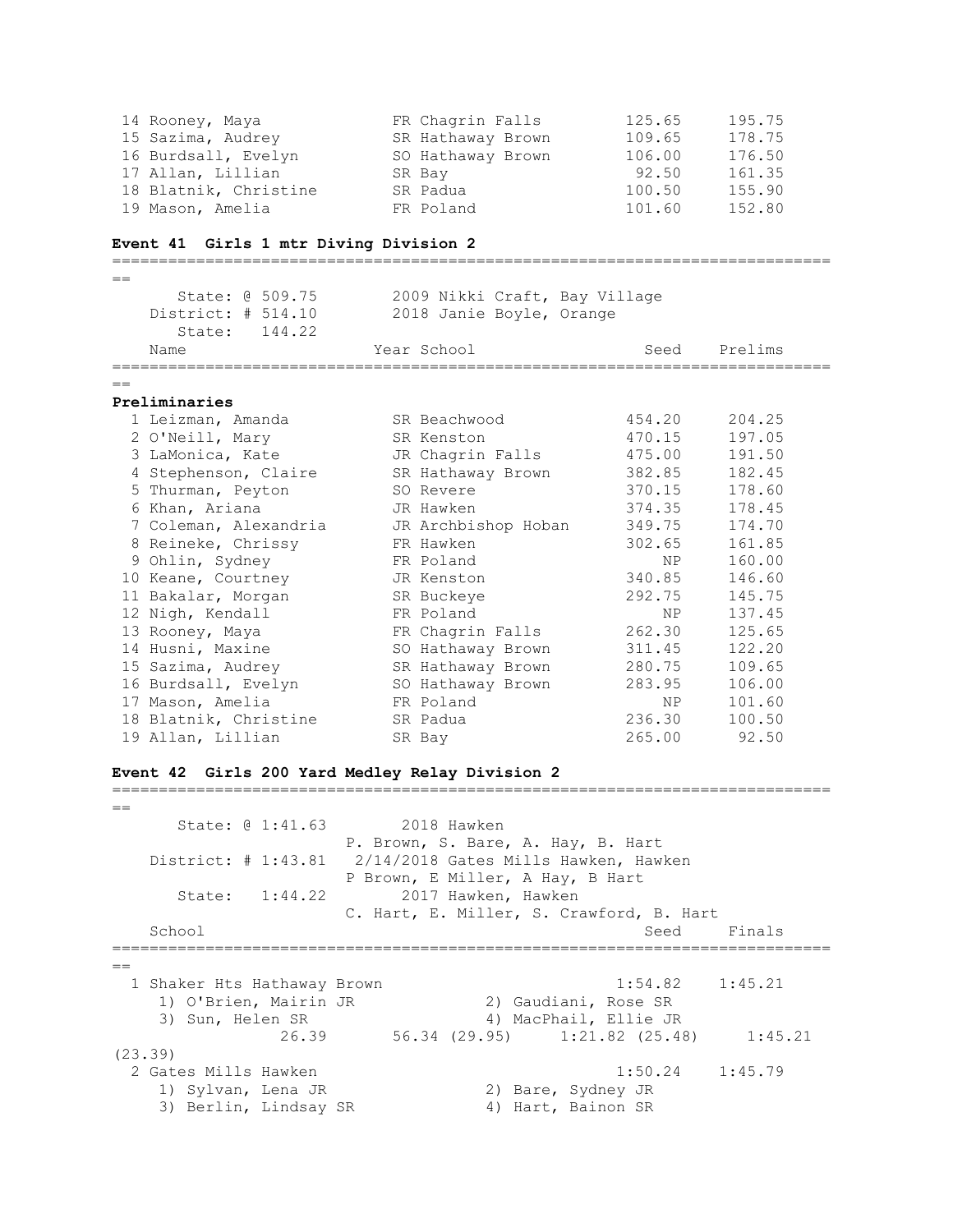| | Name | Year | School | Seed | Prelims |
|---|---|---|---|---|---|
| 14 | Rooney, Maya | FR | Chagrin Falls | 125.65 | 195.75 |
| 15 | Sazima, Audrey | SR | Hathaway Brown | 109.65 | 178.75 |
| 16 | Burdsall, Evelyn | SO | Hathaway Brown | 106.00 | 176.50 |
| 17 | Allan, Lillian | SR | Bay | 92.50 | 161.35 |
| 18 | Blatnik, Christine | SR | Padua | 100.50 | 155.90 |
| 19 | Mason, Amelia | FR | Poland | 101.60 | 152.80 |

### Event 41 Girls 1 mtr Diving Division 2

```
      State: @ 509.75        2009 Nikki Craft, Bay Village
   District: # 514.10        2018 Janie Boyle, Orange
      State:   144.22
```

**Preliminaries**

| | Name | Year | School | Seed | Prelims |
|---|---|---|---|---|---|
| 1 | Leizman, Amanda | SR | Beachwood | 454.20 | 204.25 |
| 2 | O'Neill, Mary | SR | Kenston | 470.15 | 197.05 |
| 3 | LaMonica, Kate | JR | Chagrin Falls | 475.00 | 191.50 |
| 4 | Stephenson, Claire | SR | Hathaway Brown | 382.85 | 182.45 |
| 5 | Thurman, Peyton | SO | Revere | 370.15 | 178.60 |
| 6 | Khan, Ariana | JR | Hawken | 374.35 | 178.45 |
| 7 | Coleman, Alexandria | JR | Archbishop Hoban | 349.75 | 174.70 |
| 8 | Reineke, Chrissy | FR | Hawken | 302.65 | 161.85 |
| 9 | Ohlin, Sydney | FR | Poland | NP | 160.00 |
| 10 | Keane, Courtney | JR | Kenston | 340.85 | 146.60 |
| 11 | Bakalar, Morgan | SR | Buckeye | 292.75 | 145.75 |
| 12 | Nigh, Kendall | FR | Poland | NP | 137.45 |
| 13 | Rooney, Maya | FR | Chagrin Falls | 262.30 | 125.65 |
| 14 | Husni, Maxine | SO | Hathaway Brown | 311.45 | 122.20 |
| 15 | Sazima, Audrey | SR | Hathaway Brown | 280.75 | 109.65 |
| 16 | Burdsall, Evelyn | SO | Hathaway Brown | 283.95 | 106.00 |
| 17 | Mason, Amelia | FR | Poland | NP | 101.60 |
| 18 | Blatnik, Christine | SR | Padua | 236.30 | 100.50 |
| 19 | Allan, Lillian | SR | Bay | 265.00 | 92.50 |

### Event 42 Girls 200 Yard Medley Relay Division 2

```
      State: @ 1:41.63       2018 Hawken
                        P. Brown, S. Bare, A. Hay, B. Hart
   District: # 1:43.81   2/14/2018 Gates Mills Hawken, Hawken
                        P Brown, E Miller, A Hay, B Hart
      State:   1:44.22       2017 Hawken, Hawken
                        C. Hart, E. Miller, S. Crawford, B. Hart
```

| | School | Seed | Finals |
|---|---|---|---|
| 1 | Shaker Hts Hathaway Brown | 1:54.82 | 1:45.21 |
| | 1) O'Brien, Mairin JR; 2) Gaudiani, Rose SR; 3) Sun, Helen SR; 4) MacPhail, Ellie JR | | |
| | 26.39; 56.34 (29.95); 1:21.82 (25.48); 1:45.21 (23.39) | | |
| 2 | Gates Mills Hawken | 1:50.24 | 1:45.79 |
| | 1) Sylvan, Lena JR; 2) Bare, Sydney JR; 3) Berlin, Lindsay SR; 4) Hart, Bainon SR | | |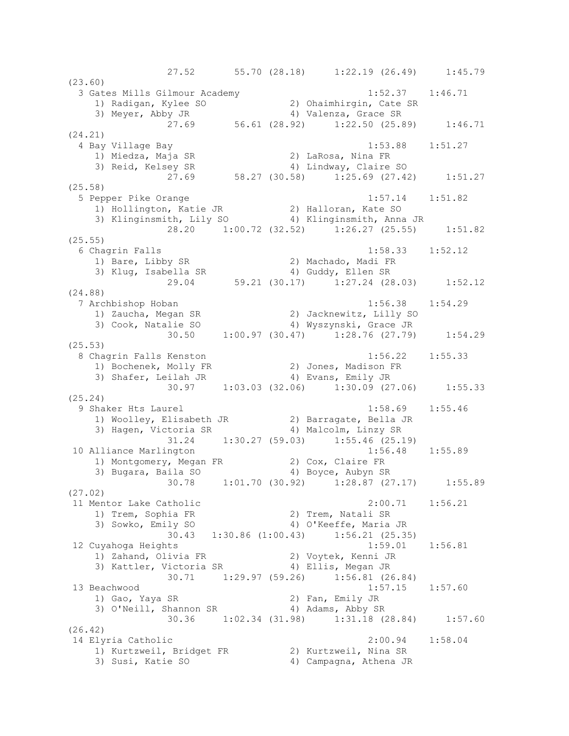```
               27.52       55.70 (28.18)     1:22.19 (26.49)     1:45.79
(23.60)
  3 Gates Mills Gilmour Academy                          1:52.37    1:46.71
     1) Radigan, Kylee SO              2) Ohaimhirgin, Cate SR
     3) Meyer, Abby JR                 4) Valenza, Grace SR
               27.69       56.61 (28.92)     1:22.50 (25.89)     1:46.71
(24.21)
  4 Bay Village Bay                                      1:53.88    1:51.27
     1) Miedza, Maja SR                2) LaRosa, Nina FR
     3) Reid, Kelsey SR                4) Lindway, Claire SO
               27.69       58.27 (30.58)     1:25.69 (27.42)     1:51.27
(25.58)
  5 Pepper Pike Orange                                   1:57.14    1:51.82
     1) Hollington, Katie JR           2) Halloran, Kate SO
     3) Klinginsmith, Lily SO          4) Klinginsmith, Anna JR
               28.20     1:00.72 (32.52)     1:26.27 (25.55)     1:51.82
(25.55)
  6 Chagrin Falls                                        1:58.33    1:52.12
     1) Bare, Libby SR                 2) Machado, Madi FR
     3) Klug, Isabella SR              4) Guddy, Ellen SR
               29.04       59.21 (30.17)     1:27.24 (28.03)     1:52.12
(24.88)
  7 Archbishop Hoban                                     1:56.38    1:54.29
     1) Zaucha, Megan SR               2) Jacknewitz, Lilly SO
     3) Cook, Natalie SO               4) Wyszynski, Grace JR
               30.50     1:00.97 (30.47)     1:28.76 (27.79)     1:54.29
(25.53)
  8 Chagrin Falls Kenston                                1:56.22    1:55.33
     1) Bochenek, Molly FR             2) Jones, Madison FR
     3) Shafer, Leilah JR              4) Evans, Emily JR
               30.97     1:03.03 (32.06)     1:30.09 (27.06)     1:55.33
(25.24)
  9 Shaker Hts Laurel                                    1:58.69    1:55.46
     1) Woolley, Elisabeth JR          2) Barragate, Bella JR
     3) Hagen, Victoria SR             4) Malcolm, Linzy SR
               31.24     1:30.27 (59.03)     1:55.46 (25.19)
 10 Alliance Marlington                                  1:56.48    1:55.89
     1) Montgomery, Megan FR           2) Cox, Claire FR
     3) Bugara, Baila SO               4) Boyce, Aubyn SR
               30.78     1:01.70 (30.92)     1:28.87 (27.17)     1:55.89
(27.02)
 11 Mentor Lake Catholic                                 2:00.71    1:56.21
     1) Trem, Sophia FR                2) Trem, Natali SR
     3) Sowko, Emily SO                4) O'Keeffe, Maria JR
               30.43   1:30.86 (1:00.43)     1:56.21 (25.35)
 12 Cuyahoga Heights                                     1:59.01    1:56.81
     1) Zahand, Olivia FR              2) Voytek, Kenni JR
     3) Kattler, Victoria SR           4) Ellis, Megan JR
               30.71     1:29.97 (59.26)     1:56.81 (26.84)
 13 Beachwood                                            1:57.15    1:57.60
     1) Gao, Yaya SR                   2) Fan, Emily JR
     3) O'Neill, Shannon SR            4) Adams, Abby SR
               30.36     1:02.34 (31.98)     1:31.18 (28.84)     1:57.60
(26.42)
 14 Elyria Catholic                                      2:00.94    1:58.04
     1) Kurtzweil, Bridget FR          2) Kurtzweil, Nina SR
     3) Susi, Katie SO                 4) Campagna, Athena JR
```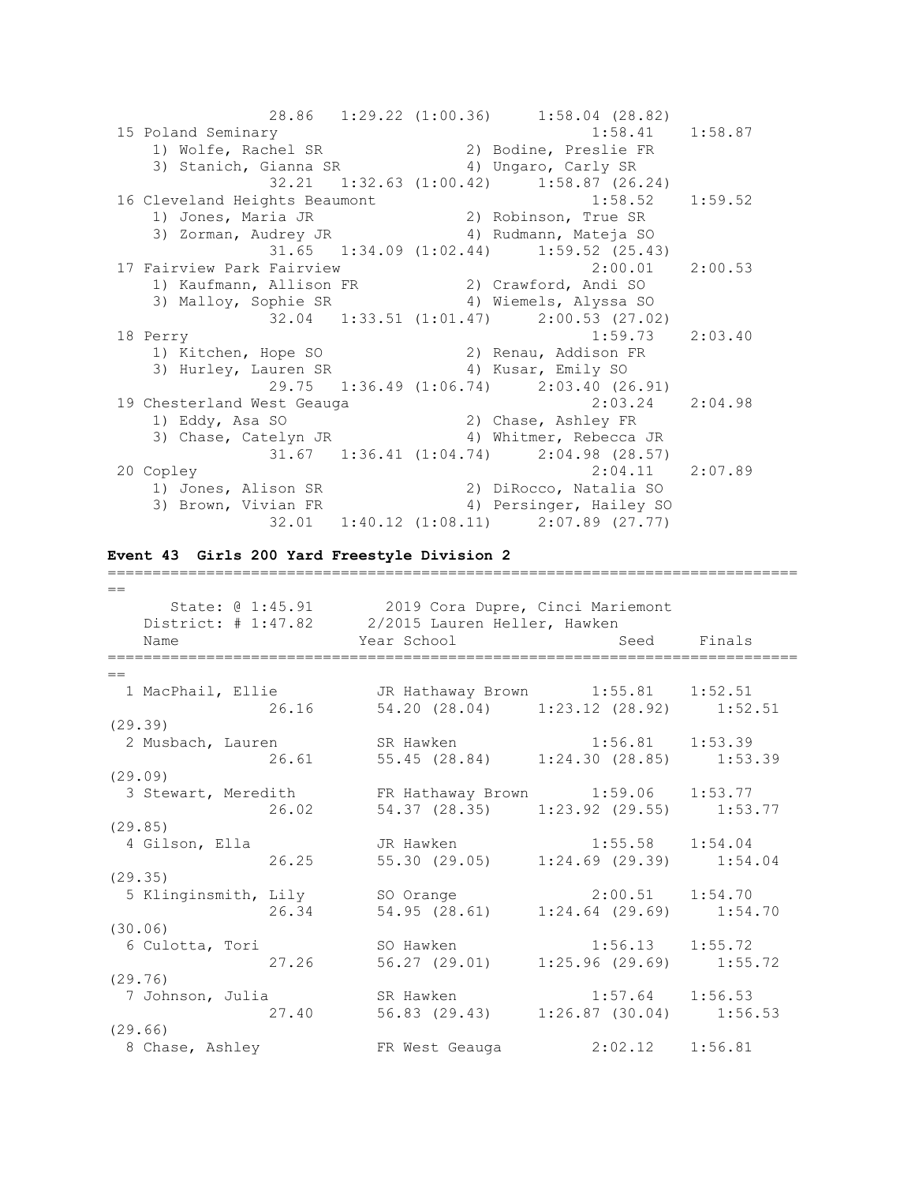```
              28.86   1:29.22 (1:00.36)     1:58.04 (28.82)
 15 Poland Seminary                                1:58.41    1:58.87
    1) Wolfe, Rachel SR               2) Bodine, Preslie FR
    3) Stanich, Gianna SR             4) Ungaro, Carly SR
              32.21   1:32.63 (1:00.42)     1:58.87 (26.24)
 16 Cleveland Heights Beaumont                     1:58.52    1:59.52
    1) Jones, Maria JR                2) Robinson, True SR
    3) Zorman, Audrey JR              4) Rudmann, Mateja SO
              31.65   1:34.09 (1:02.44)     1:59.52 (25.43)
 17 Fairview Park Fairview                         2:00.01    2:00.53
    1) Kaufmann, Allison FR           2) Crawford, Andi SO
    3) Malloy, Sophie SR              4) Wiemels, Alyssa SO
              32.04   1:33.51 (1:01.47)     2:00.53 (27.02)
 18 Perry                                          1:59.73    2:03.40
    1) Kitchen, Hope SO               2) Renau, Addison FR
    3) Hurley, Lauren SR              4) Kusar, Emily SO
              29.75   1:36.49 (1:06.74)     2:03.40 (26.91)
 19 Chesterland West Geauga                        2:03.24    2:04.98
    1) Eddy, Asa SO                   2) Chase, Ashley FR
    3) Chase, Catelyn JR              4) Whitmer, Rebecca JR
              31.67   1:36.41 (1:04.74)     2:04.98 (28.57)
 20 Copley                                         2:04.11    2:07.89
    1) Jones, Alison SR               2) DiRocco, Natalia SO
    3) Brown, Vivian FR               4) Persinger, Hailey SO
              32.01   1:40.12 (1:08.11)     2:07.89 (27.77)
```

**Event 43  Girls 200 Yard Freestyle Division 2**

```
===========================================================================
==
      State: @ 1:45.91        2019 Cora Dupre, Cinci Mariemont
   District: # 1:47.82      2/2015 Lauren Heller, Hawken
    Name                    Year School                 Seed     Finals
===========================================================================
==
  1 MacPhail, Ellie         JR Hathaway Brown       1:55.81    1:52.51
              26.16         54.20 (28.04)     1:23.12 (28.92)     1:52.51
(29.39)
  2 Musbach, Lauren         SR Hawken               1:56.81    1:53.39
              26.61         55.45 (28.84)     1:24.30 (28.85)     1:53.39
(29.09)
  3 Stewart, Meredith       FR Hathaway Brown       1:59.06    1:53.77
              26.02         54.37 (28.35)     1:23.92 (29.55)     1:53.77
(29.85)
  4 Gilson, Ella            JR Hawken               1:55.58    1:54.04
              26.25         55.30 (29.05)     1:24.69 (29.39)     1:54.04
(29.35)
  5 Klinginsmith, Lily      SO Orange               2:00.51    1:54.70
              26.34         54.95 (28.61)     1:24.64 (29.69)     1:54.70
(30.06)
  6 Culotta, Tori           SO Hawken               1:56.13    1:55.72
              27.26         56.27 (29.01)     1:25.96 (29.69)     1:55.72
(29.76)
  7 Johnson, Julia          SR Hawken               1:57.64    1:56.53
              27.40         56.83 (29.43)     1:26.87 (30.04)     1:56.53
(29.66)
  8 Chase, Ashley           FR West Geauga          2:02.12    1:56.81
```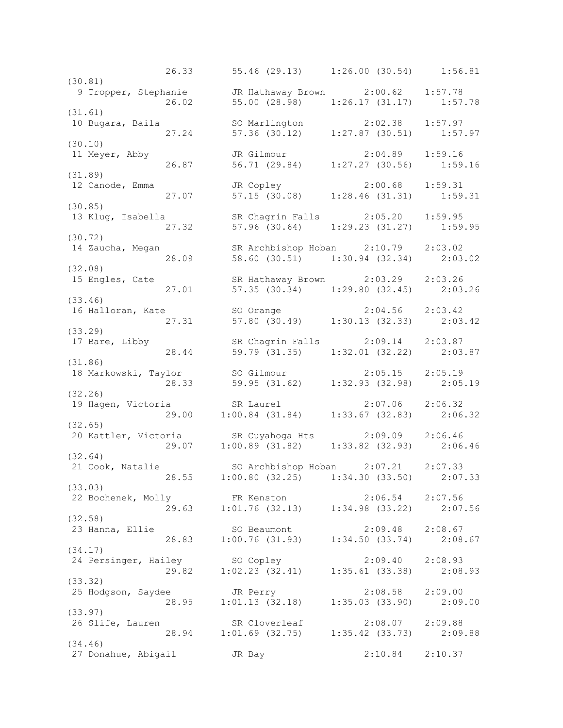```
                26.33      55.46 (29.13)     1:26.00 (30.54)     1:56.81
(30.81)
  9 Tropper, Stephanie       JR Hathaway Brown       2:00.62    1:57.78
                26.02      55.00 (28.98)     1:26.17 (31.17)     1:57.78
(31.61)
 10 Bugara, Baila            SO Marlington           2:02.38    1:57.97
                27.24      57.36 (30.12)     1:27.87 (30.51)     1:57.97
(30.10)
 11 Meyer, Abby              JR Gilmour              2:04.89    1:59.16
                26.87      56.71 (29.84)     1:27.27 (30.56)     1:59.16
(31.89)
 12 Canode, Emma             JR Copley               2:00.68    1:59.31
                27.07      57.15 (30.08)     1:28.46 (31.31)     1:59.31
(30.85)
 13 Klug, Isabella           SR Chagrin Falls        2:05.20    1:59.95
                27.32      57.96 (30.64)     1:29.23 (31.27)     1:59.95
(30.72)
 14 Zaucha, Megan            SR Archbishop Hoban     2:10.79    2:03.02
                28.09      58.60 (30.51)     1:30.94 (32.34)     2:03.02
(32.08)
 15 Engles, Cate             SR Hathaway Brown       2:03.29    2:03.26
                27.01      57.35 (30.34)     1:29.80 (32.45)     2:03.26
(33.46)
 16 Halloran, Kate           SO Orange               2:04.56    2:03.42
                27.31      57.80 (30.49)     1:30.13 (32.33)     2:03.42
(33.29)
 17 Bare, Libby              SR Chagrin Falls        2:09.14    2:03.87
                28.44      59.79 (31.35)     1:32.01 (32.22)     2:03.87
(31.86)
 18 Markowski, Taylor        SO Gilmour              2:05.15    2:05.19
                28.33      59.95 (31.62)     1:32.93 (32.98)     2:05.19
(32.26)
 19 Hagen, Victoria          SR Laurel               2:07.06    2:06.32
                29.00    1:00.84 (31.84)     1:33.67 (32.83)     2:06.32
(32.65)
 20 Kattler, Victoria        SR Cuyahoga Hts         2:09.09    2:06.46
                29.07    1:00.89 (31.82)     1:33.82 (32.93)     2:06.46
(32.64)
 21 Cook, Natalie            SO Archbishop Hoban     2:07.21    2:07.33
                28.55    1:00.80 (32.25)     1:34.30 (33.50)     2:07.33
(33.03)
 22 Bochenek, Molly          FR Kenston              2:06.54    2:07.56
                29.63    1:01.76 (32.13)     1:34.98 (33.22)     2:07.56
(32.58)
 23 Hanna, Ellie             SO Beaumont             2:09.48    2:08.67
                28.83    1:00.76 (31.93)     1:34.50 (33.74)     2:08.67
(34.17)
 24 Persinger, Hailey        SO Copley               2:09.40    2:08.93
                29.82    1:02.23 (32.41)     1:35.61 (33.38)     2:08.93
(33.32)
 25 Hodgson, Saydee          JR Perry                2:08.58    2:09.00
                28.95    1:01.13 (32.18)     1:35.03 (33.90)     2:09.00
(33.97)
 26 Slife, Lauren            SR Cloverleaf           2:08.07    2:09.88
                28.94    1:01.69 (32.75)     1:35.42 (33.73)     2:09.88
(34.46)
 27 Donahue, Abigail         JR Bay                  2:10.84    2:10.37
```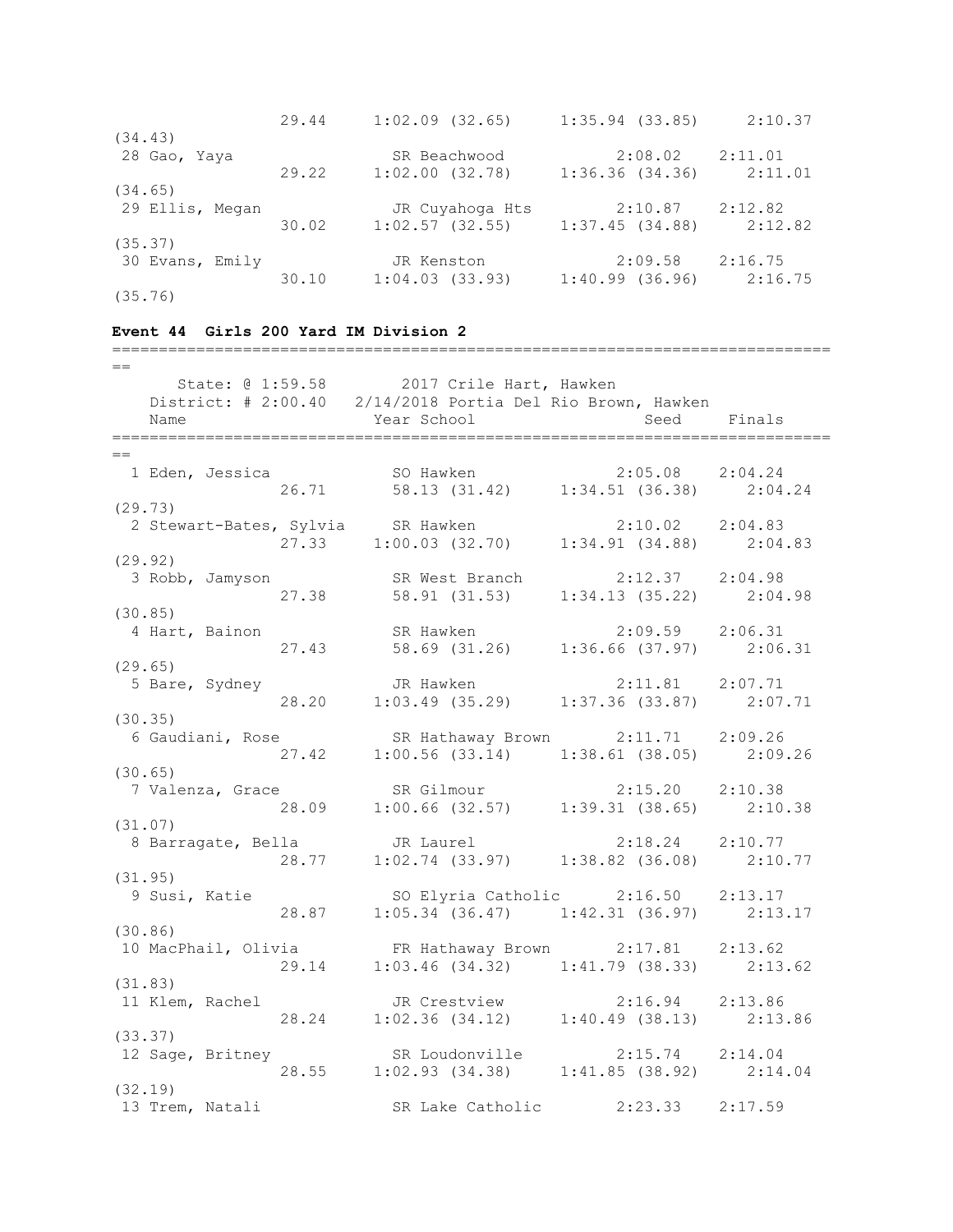```
                29.44     1:02.09 (32.65)     1:35.94 (33.85)     2:10.37
(34.43)
 28 Gao, Yaya                 SR Beachwood           2:08.02    2:11.01
                29.22     1:02.00 (32.78)     1:36.36 (34.36)     2:11.01
(34.65)
 29 Ellis, Megan              JR Cuyahoga Hts        2:10.87    2:12.82
                30.02     1:02.57 (32.55)     1:37.45 (34.88)     2:12.82
(35.37)
 30 Evans, Emily              JR Kenston             2:09.58    2:16.75
                30.10     1:04.03 (33.93)     1:40.99 (36.96)     2:16.75
(35.76)
```

**Event 44  Girls 200 Yard IM Division 2**

```
===============================================================================
==
      State: @ 1:59.58        2017 Crile Hart, Hawken
   District: # 2:00.40   2/14/2018 Portia Del Rio Brown, Hawken
    Name                    Year School               Seed     Finals
===============================================================================
==
  1 Eden, Jessica             SO Hawken              2:05.08    2:04.24
                26.71       58.13 (31.42)     1:34.51 (36.38)     2:04.24
(29.73)
  2 Stewart-Bates, Sylvia     SR Hawken              2:10.02    2:04.83
                27.33     1:00.03 (32.70)     1:34.91 (34.88)     2:04.83
(29.92)
  3 Robb, Jamyson             SR West Branch         2:12.37    2:04.98
                27.38       58.91 (31.53)     1:34.13 (35.22)     2:04.98
(30.85)
  4 Hart, Bainon              SR Hawken              2:09.59    2:06.31
                27.43       58.69 (31.26)     1:36.66 (37.97)     2:06.31
(29.65)
  5 Bare, Sydney              JR Hawken              2:11.81    2:07.71
                28.20     1:03.49 (35.29)     1:37.36 (33.87)     2:07.71
(30.35)
  6 Gaudiani, Rose            SR Hathaway Brown      2:11.71    2:09.26
                27.42     1:00.56 (33.14)     1:38.61 (38.05)     2:09.26
(30.65)
  7 Valenza, Grace            SR Gilmour             2:15.20    2:10.38
                28.09     1:00.66 (32.57)     1:39.31 (38.65)     2:10.38
(31.07)
  8 Barragate, Bella          JR Laurel              2:18.24    2:10.77
                28.77     1:02.74 (33.97)     1:38.82 (36.08)     2:10.77
(31.95)
  9 Susi, Katie               SO Elyria Catholic     2:16.50    2:13.17
                28.87     1:05.34 (36.47)     1:42.31 (36.97)     2:13.17
(30.86)
 10 MacPhail, Olivia          FR Hathaway Brown      2:17.81    2:13.62
                29.14     1:03.46 (34.32)     1:41.79 (38.33)     2:13.62
(31.83)
 11 Klem, Rachel              JR Crestview           2:16.94    2:13.86
                28.24     1:02.36 (34.12)     1:40.49 (38.13)     2:13.86
(33.37)
 12 Sage, Britney             SR Loudonville         2:15.74    2:14.04
                28.55     1:02.93 (34.38)     1:41.85 (38.92)     2:14.04
(32.19)
 13 Trem, Natali              SR Lake Catholic       2:23.33    2:17.59
```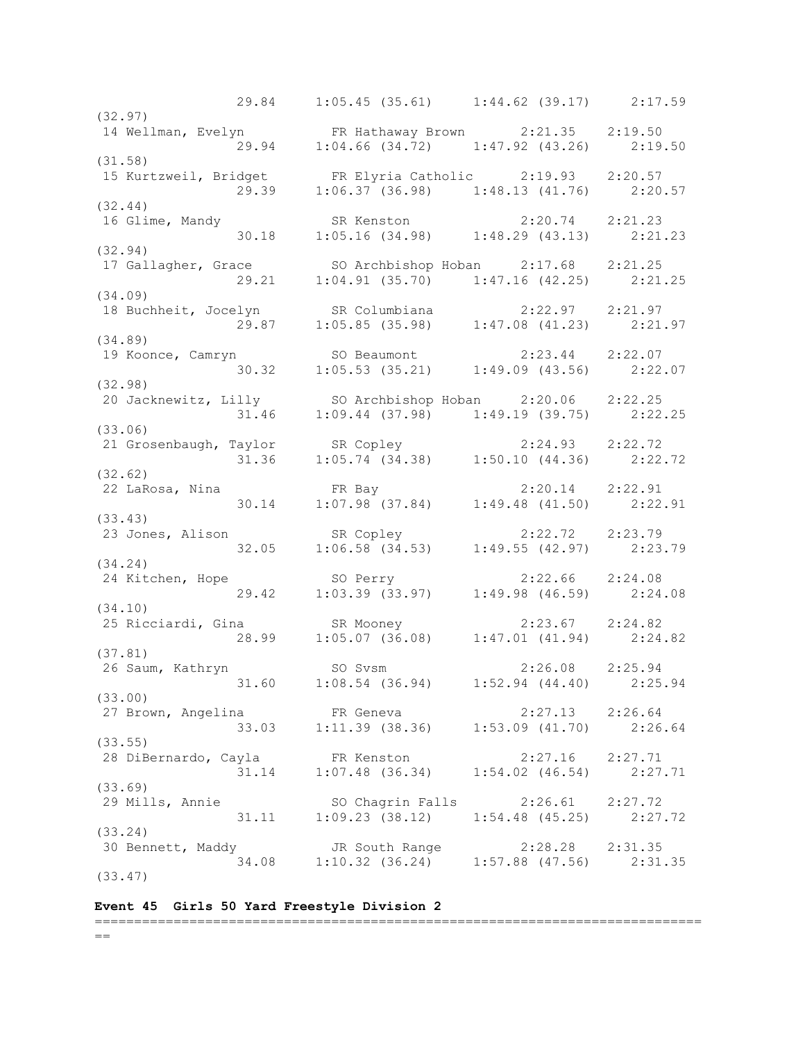```
             29.84    1:05.45 (35.61)    1:44.62 (39.17)    2:17.59
(32.97)
 14 Wellman, Evelyn          FR Hathaway Brown      2:21.35    2:19.50
             29.94    1:04.66 (34.72)    1:47.92 (43.26)    2:19.50
(31.58)
 15 Kurtzweil, Bridget       FR Elyria Catholic     2:19.93    2:20.57
             29.39    1:06.37 (36.98)    1:48.13 (41.76)    2:20.57
(32.44)
 16 Glime, Mandy             SR Kenston             2:20.74    2:21.23
             30.18    1:05.16 (34.98)    1:48.29 (43.13)    2:21.23
(32.94)
 17 Gallagher, Grace         SO Archbishop Hoban    2:17.68    2:21.25
             29.21    1:04.91 (35.70)    1:47.16 (42.25)    2:21.25
(34.09)
 18 Buchheit, Jocelyn        SR Columbiana          2:22.97    2:21.97
             29.87    1:05.85 (35.98)    1:47.08 (41.23)    2:21.97
(34.89)
 19 Koonce, Camryn           SO Beaumont            2:23.44    2:22.07
             30.32    1:05.53 (35.21)    1:49.09 (43.56)    2:22.07
(32.98)
 20 Jacknewitz, Lilly        SO Archbishop Hoban    2:20.06    2:22.25
             31.46    1:09.44 (37.98)    1:49.19 (39.75)    2:22.25
(33.06)
 21 Grosenbaugh, Taylor      SR Copley              2:24.93    2:22.72
             31.36    1:05.74 (34.38)    1:50.10 (44.36)    2:22.72
(32.62)
 22 LaRosa, Nina             FR Bay                 2:20.14    2:22.91
             30.14    1:07.98 (37.84)    1:49.48 (41.50)    2:22.91
(33.43)
 23 Jones, Alison            SR Copley              2:22.72    2:23.79
             32.05    1:06.58 (34.53)    1:49.55 (42.97)    2:23.79
(34.24)
 24 Kitchen, Hope            SO Perry               2:22.66    2:24.08
             29.42    1:03.39 (33.97)    1:49.98 (46.59)    2:24.08
(34.10)
 25 Ricciardi, Gina          SR Mooney              2:23.67    2:24.82
             28.99    1:05.07 (36.08)    1:47.01 (41.94)    2:24.82
(37.81)
 26 Saum, Kathryn            SO Svsm                2:26.08    2:25.94
             31.60    1:08.54 (36.94)    1:52.94 (44.40)    2:25.94
(33.00)
 27 Brown, Angelina          FR Geneva              2:27.13    2:26.64
             33.03    1:11.39 (38.36)    1:53.09 (41.70)    2:26.64
(33.55)
 28 DiBernardo, Cayla        FR Kenston             2:27.16    2:27.71
             31.14    1:07.48 (36.34)    1:54.02 (46.54)    2:27.71
(33.69)
 29 Mills, Annie             SO Chagrin Falls       2:26.61    2:27.72
             31.11    1:09.23 (38.12)    1:54.48 (45.25)    2:27.72
(33.24)
 30 Bennett, Maddy           JR South Range         2:28.28    2:31.35
             34.08    1:10.32 (36.24)    1:57.88 (47.56)    2:31.35
(33.47)
```

**Event 45  Girls 50 Yard Freestyle Division 2**

```
===============================================================================
==
```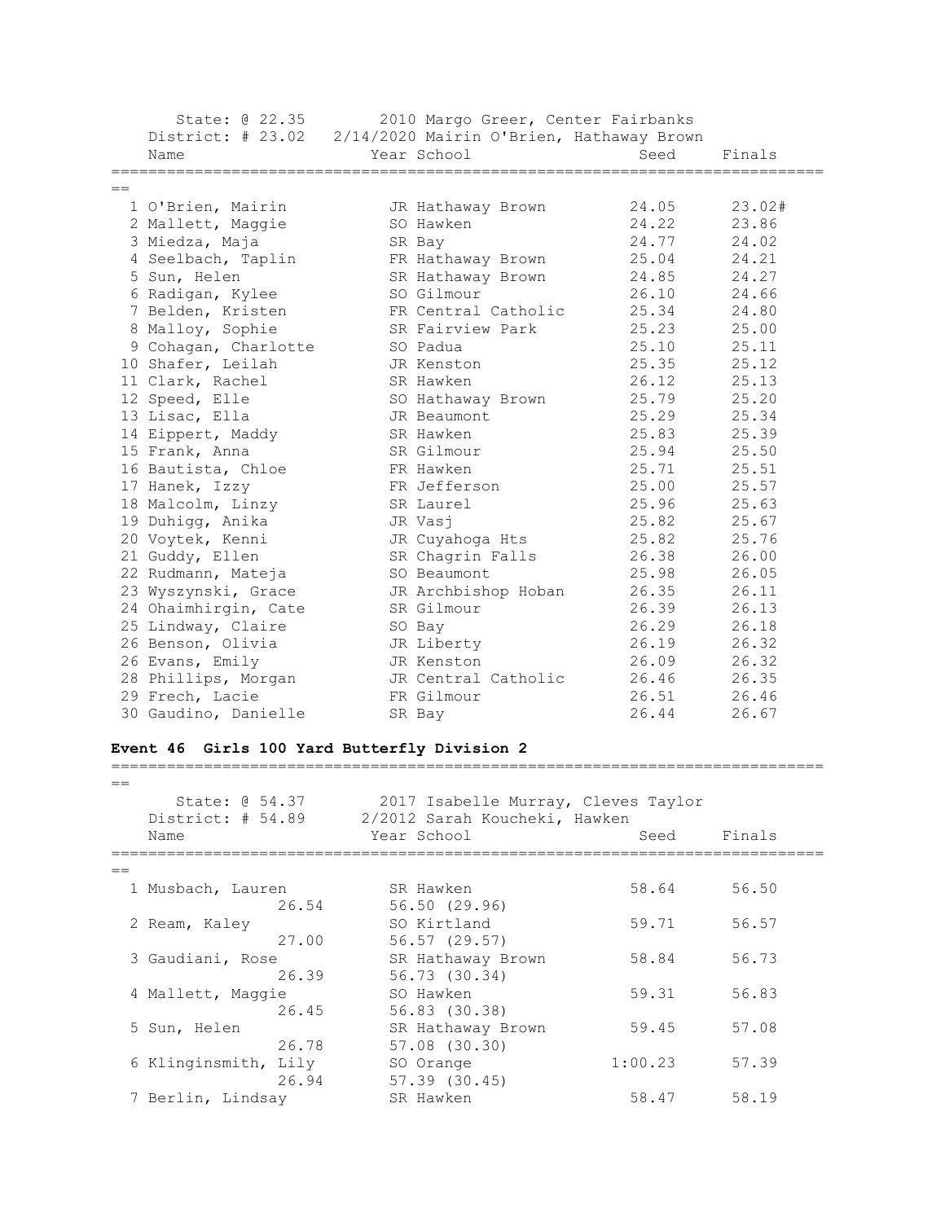State: @ 22.35 2010 Margo Greer, Center Fairbanks
District: # 23.02 2/14/2020 Mairin O'Brien, Hathaway Brown

| | Name | Year | School | Seed | Finals |
|---|---|---|---|---|---|
| 1 | O'Brien, Mairin | JR | Hathaway Brown | 24.05 | 23.02# |
| 2 | Mallett, Maggie | SO | Hawken | 24.22 | 23.86 |
| 3 | Miedza, Maja | SR | Bay | 24.77 | 24.02 |
| 4 | Seelbach, Taplin | FR | Hathaway Brown | 25.04 | 24.21 |
| 5 | Sun, Helen | SR | Hathaway Brown | 24.85 | 24.27 |
| 6 | Radigan, Kylee | SO | Gilmour | 26.10 | 24.66 |
| 7 | Belden, Kristen | FR | Central Catholic | 25.34 | 24.80 |
| 8 | Malloy, Sophie | SR | Fairview Park | 25.23 | 25.00 |
| 9 | Cohagan, Charlotte | SO | Padua | 25.10 | 25.11 |
| 10 | Shafer, Leilah | JR | Kenston | 25.35 | 25.12 |
| 11 | Clark, Rachel | SR | Hawken | 26.12 | 25.13 |
| 12 | Speed, Elle | SO | Hathaway Brown | 25.79 | 25.20 |
| 13 | Lisac, Ella | JR | Beaumont | 25.29 | 25.34 |
| 14 | Eippert, Maddy | SR | Hawken | 25.83 | 25.39 |
| 15 | Frank, Anna | SR | Gilmour | 25.94 | 25.50 |
| 16 | Bautista, Chloe | FR | Hawken | 25.71 | 25.51 |
| 17 | Hanek, Izzy | FR | Jefferson | 25.00 | 25.57 |
| 18 | Malcolm, Linzy | SR | Laurel | 25.96 | 25.63 |
| 19 | Duhigg, Anika | JR | Vasj | 25.82 | 25.67 |
| 20 | Voytek, Kenni | JR | Cuyahoga Hts | 25.82 | 25.76 |
| 21 | Guddy, Ellen | SR | Chagrin Falls | 26.38 | 26.00 |
| 22 | Rudmann, Mateja | SO | Beaumont | 25.98 | 26.05 |
| 23 | Wyszynski, Grace | JR | Archbishop Hoban | 26.35 | 26.11 |
| 24 | Ohaimhirgin, Cate | SR | Gilmour | 26.39 | 26.13 |
| 25 | Lindway, Claire | SO | Bay | 26.29 | 26.18 |
| 26 | Benson, Olivia | JR | Liberty | 26.19 | 26.32 |
| 26 | Evans, Emily | JR | Kenston | 26.09 | 26.32 |
| 28 | Phillips, Morgan | JR | Central Catholic | 26.46 | 26.35 |
| 29 | Frech, Lacie | FR | Gilmour | 26.51 | 26.46 |
| 30 | Gaudino, Danielle | SR | Bay | 26.44 | 26.67 |

## Event 46 Girls 100 Yard Butterfly Division 2

State: @ 54.37 2017 Isabelle Murray, Cleves Taylor
District: # 54.89 2/2012 Sarah Koucheki, Hawken

| | Name | Year | School | Seed | Finals |
|---|---|---|---|---|---|
| 1 | Musbach, Lauren | SR | Hawken | 58.64 | 56.50 |
| | 26.54 | | 56.50 (29.96) | | |
| 2 | Ream, Kaley | SO | Kirtland | 59.71 | 56.57 |
| | 27.00 | | 56.57 (29.57) | | |
| 3 | Gaudiani, Rose | SR | Hathaway Brown | 58.84 | 56.73 |
| | 26.39 | | 56.73 (30.34) | | |
| 4 | Mallett, Maggie | SO | Hawken | 59.31 | 56.83 |
| | 26.45 | | 56.83 (30.38) | | |
| 5 | Sun, Helen | SR | Hathaway Brown | 59.45 | 57.08 |
| | 26.78 | | 57.08 (30.30) | | |
| 6 | Klinginsmith, Lily | SO | Orange | 1:00.23 | 57.39 |
| | 26.94 | | 57.39 (30.45) | | |
| 7 | Berlin, Lindsay | SR | Hawken | 58.47 | 58.19 |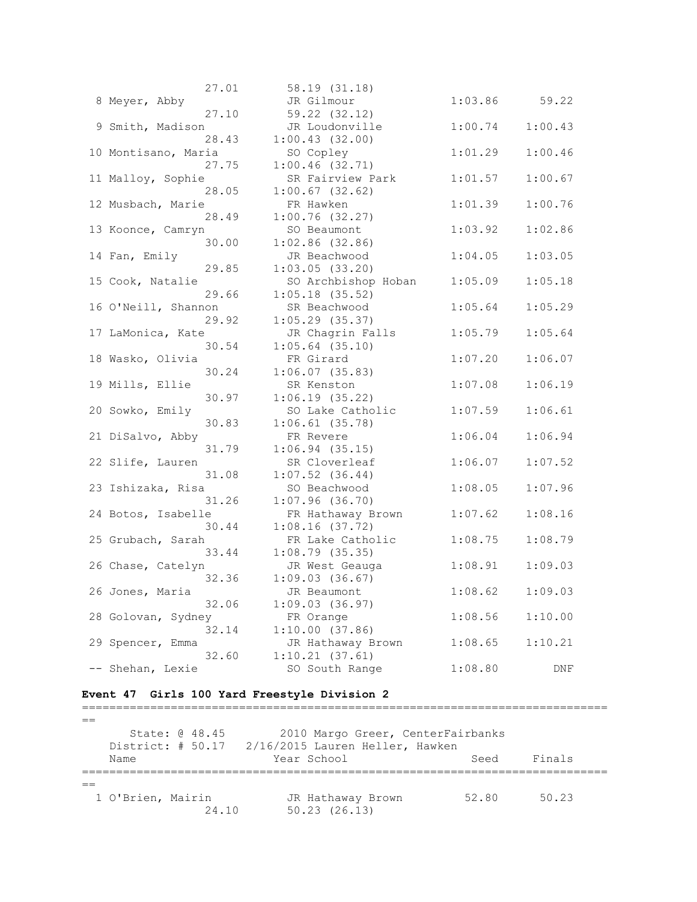```
               27.01       58.19 (31.18)
  8 Meyer, Abby              JR Gilmour              1:03.86      59.22
               27.10       59.22 (32.12)
  9 Smith, Madison           JR Loudonville          1:00.74    1:00.43
               28.43     1:00.43 (32.00)
 10 Montisano, Maria         SO Copley               1:01.29    1:00.46
               27.75     1:00.46 (32.71)
 11 Malloy, Sophie           SR Fairview Park        1:01.57    1:00.67
               28.05     1:00.67 (32.62)
 12 Musbach, Marie           FR Hawken               1:01.39    1:00.76
               28.49     1:00.76 (32.27)
 13 Koonce, Camryn           SO Beaumont             1:03.92    1:02.86
               30.00     1:02.86 (32.86)
 14 Fan, Emily               JR Beachwood            1:04.05    1:03.05
               29.85     1:03.05 (33.20)
 15 Cook, Natalie            SO Archbishop Hoban     1:05.09    1:05.18
               29.66     1:05.18 (35.52)
 16 O'Neill, Shannon         SR Beachwood            1:05.64    1:05.29
               29.92     1:05.29 (35.37)
 17 LaMonica, Kate           JR Chagrin Falls        1:05.79    1:05.64
               30.54     1:05.64 (35.10)
 18 Wasko, Olivia            FR Girard               1:07.20    1:06.07
               30.24     1:06.07 (35.83)
 19 Mills, Ellie             SR Kenston              1:07.08    1:06.19
               30.97     1:06.19 (35.22)
 20 Sowko, Emily             SO Lake Catholic        1:07.59    1:06.61
               30.83     1:06.61 (35.78)
 21 DiSalvo, Abby            FR Revere               1:06.04    1:06.94
               31.79     1:06.94 (35.15)
 22 Slife, Lauren            SR Cloverleaf           1:06.07    1:07.52
               31.08     1:07.52 (36.44)
 23 Ishizaka, Risa           SO Beachwood            1:08.05    1:07.96
               31.26     1:07.96 (36.70)
 24 Botos, Isabelle          FR Hathaway Brown       1:07.62    1:08.16
               30.44     1:08.16 (37.72)
 25 Grubach, Sarah           FR Lake Catholic        1:08.75    1:08.79
               33.44     1:08.79 (35.35)
 26 Chase, Catelyn           JR West Geauga          1:08.91    1:09.03
               32.36     1:09.03 (36.67)
 26 Jones, Maria             JR Beaumont             1:08.62    1:09.03
               32.06     1:09.03 (36.97)
 28 Golovan, Sydney          FR Orange               1:08.56    1:10.00
               32.14     1:10.00 (37.86)
 29 Spencer, Emma            JR Hathaway Brown       1:08.65    1:10.21
               32.60     1:10.21 (37.61)
 -- Shehan, Lexie            SO South Range          1:08.80        DNF
```

**Event 47  Girls 100 Yard Freestyle Division 2**

```
===============================================================================
==
      State: @ 48.45       2010 Margo Greer, CenterFairbanks
   District: # 50.17   2/16/2015 Lauren Heller, Hawken
    Name                    Year School                 Seed     Finals
===============================================================================
==
  1 O'Brien, Mairin          JR Hathaway Brown         52.80      50.23
               24.10       50.23 (26.13)
```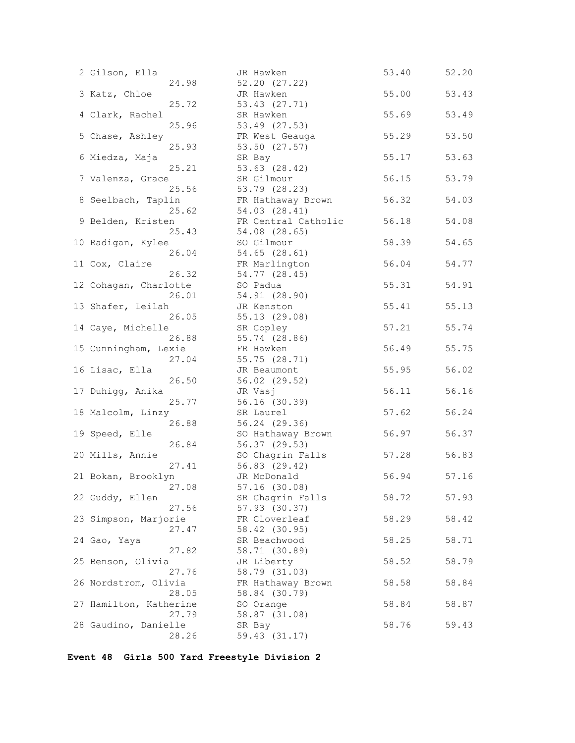| Place | Name | Year | School | Seed Time | Finals Time |
|---|---|---|---|---|---|
| 2 | Gilson, Ella | JR | Hawken | 53.40 | 52.20 |
| | 24.98 | | 52.20 (27.22) | | |
| 3 | Katz, Chloe | JR | Hawken | 55.00 | 53.43 |
| | 25.72 | | 53.43 (27.71) | | |
| 4 | Clark, Rachel | SR | Hawken | 55.69 | 53.49 |
| | 25.96 | | 53.49 (27.53) | | |
| 5 | Chase, Ashley | FR | West Geauga | 55.29 | 53.50 |
| | 25.93 | | 53.50 (27.57) | | |
| 6 | Miedza, Maja | SR | Bay | 55.17 | 53.63 |
| | 25.21 | | 53.63 (28.42) | | |
| 7 | Valenza, Grace | SR | Gilmour | 56.15 | 53.79 |
| | 25.56 | | 53.79 (28.23) | | |
| 8 | Seelbach, Taplin | FR | Hathaway Brown | 56.32 | 54.03 |
| | 25.62 | | 54.03 (28.41) | | |
| 9 | Belden, Kristen | FR | Central Catholic | 56.18 | 54.08 |
| | 25.43 | | 54.08 (28.65) | | |
| 10 | Radigan, Kylee | SO | Gilmour | 58.39 | 54.65 |
| | 26.04 | | 54.65 (28.61) | | |
| 11 | Cox, Claire | FR | Marlington | 56.04 | 54.77 |
| | 26.32 | | 54.77 (28.45) | | |
| 12 | Cohagan, Charlotte | SO | Padua | 55.31 | 54.91 |
| | 26.01 | | 54.91 (28.90) | | |
| 13 | Shafer, Leilah | JR | Kenston | 55.41 | 55.13 |
| | 26.05 | | 55.13 (29.08) | | |
| 14 | Caye, Michelle | SR | Copley | 57.21 | 55.74 |
| | 26.88 | | 55.74 (28.86) | | |
| 15 | Cunningham, Lexie | FR | Hawken | 56.49 | 55.75 |
| | 27.04 | | 55.75 (28.71) | | |
| 16 | Lisac, Ella | JR | Beaumont | 55.95 | 56.02 |
| | 26.50 | | 56.02 (29.52) | | |
| 17 | Duhigg, Anika | JR | Vasj | 56.11 | 56.16 |
| | 25.77 | | 56.16 (30.39) | | |
| 18 | Malcolm, Linzy | SR | Laurel | 57.62 | 56.24 |
| | 26.88 | | 56.24 (29.36) | | |
| 19 | Speed, Elle | SO | Hathaway Brown | 56.97 | 56.37 |
| | 26.84 | | 56.37 (29.53) | | |
| 20 | Mills, Annie | SO | Chagrin Falls | 57.28 | 56.83 |
| | 27.41 | | 56.83 (29.42) | | |
| 21 | Bokan, Brooklyn | JR | McDonald | 56.94 | 57.16 |
| | 27.08 | | 57.16 (30.08) | | |
| 22 | Guddy, Ellen | SR | Chagrin Falls | 58.72 | 57.93 |
| | 27.56 | | 57.93 (30.37) | | |
| 23 | Simpson, Marjorie | FR | Cloverleaf | 58.29 | 58.42 |
| | 27.47 | | 58.42 (30.95) | | |
| 24 | Gao, Yaya | SR | Beachwood | 58.25 | 58.71 |
| | 27.82 | | 58.71 (30.89) | | |
| 25 | Benson, Olivia | JR | Liberty | 58.52 | 58.79 |
| | 27.76 | | 58.79 (31.03) | | |
| 26 | Nordstrom, Olivia | FR | Hathaway Brown | 58.58 | 58.84 |
| | 28.05 | | 58.84 (30.79) | | |
| 27 | Hamilton, Katherine | SO | Orange | 58.84 | 58.87 |
| | 27.79 | | 58.87 (31.08) | | |
| 28 | Gaudino, Danielle | SR | Bay | 58.76 | 59.43 |
| | 28.26 | | 59.43 (31.17) | | |

**Event 48 Girls 500 Yard Freestyle Division 2**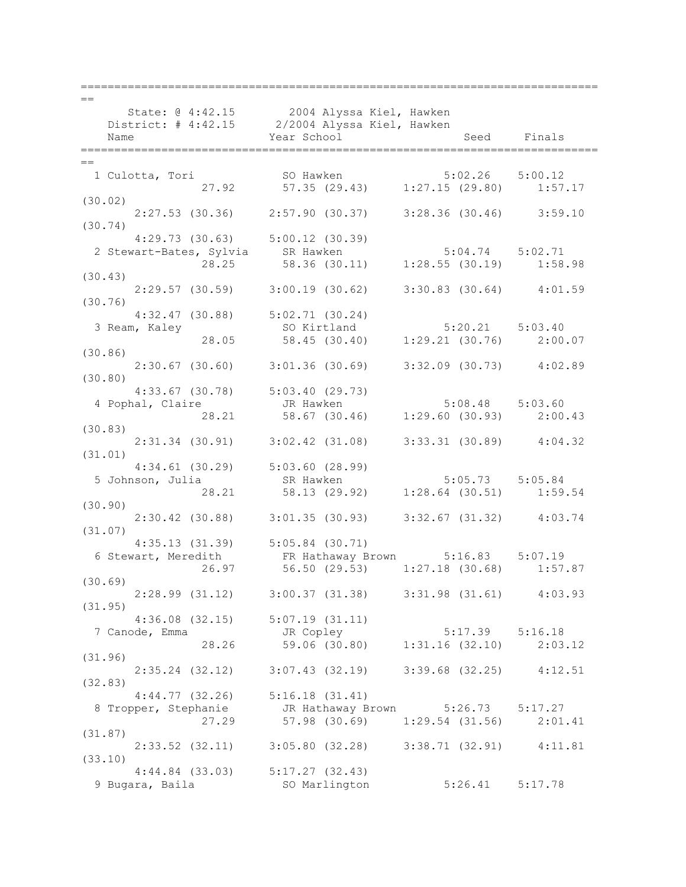```
===============================================================================
==
      State: @ 4:42.15        2004 Alyssa Kiel, Hawken
    District: # 4:42.15      2/2004 Alyssa Kiel, Hawken
    Name                    Year School                 Seed    Finals
===============================================================================
==
  1 Culotta, Tori            SO Hawken               5:02.26    5:00.12
               27.92        57.35 (29.43)    1:27.15 (29.80)    1:57.17
(30.02)
       2:27.53 (30.36)    2:57.90 (30.37)    3:28.36 (30.46)    3:59.10
(30.74)
       4:29.73 (30.63)    5:00.12 (30.39)
  2 Stewart-Bates, Sylvia    SR Hawken               5:04.74    5:02.71
               28.25        58.36 (30.11)    1:28.55 (30.19)    1:58.98
(30.43)
       2:29.57 (30.59)    3:00.19 (30.62)    3:30.83 (30.64)    4:01.59
(30.76)
       4:32.47 (30.88)    5:02.71 (30.24)
  3 Ream, Kaley              SO Kirtland             5:20.21    5:03.40
               28.05        58.45 (30.40)    1:29.21 (30.76)    2:00.07
(30.86)
       2:30.67 (30.60)    3:01.36 (30.69)    3:32.09 (30.73)    4:02.89
(30.80)
       4:33.67 (30.78)    5:03.40 (29.73)
  4 Pophal, Claire           JR Hawken               5:08.48    5:03.60
               28.21        58.67 (30.46)    1:29.60 (30.93)    2:00.43
(30.83)
       2:31.34 (30.91)    3:02.42 (31.08)    3:33.31 (30.89)    4:04.32
(31.01)
       4:34.61 (30.29)    5:03.60 (28.99)
  5 Johnson, Julia           SR Hawken               5:05.73    5:05.84
               28.21        58.13 (29.92)    1:28.64 (30.51)    1:59.54
(30.90)
       2:30.42 (30.88)    3:01.35 (30.93)    3:32.67 (31.32)    4:03.74
(31.07)
       4:35.13 (31.39)    5:05.84 (30.71)
  6 Stewart, Meredith        FR Hathaway Brown       5:16.83    5:07.19
               26.97        56.50 (29.53)    1:27.18 (30.68)    1:57.87
(30.69)
       2:28.99 (31.12)    3:00.37 (31.38)    3:31.98 (31.61)    4:03.93
(31.95)
       4:36.08 (32.15)    5:07.19 (31.11)
  7 Canode, Emma             JR Copley               5:17.39    5:16.18
               28.26        59.06 (30.80)    1:31.16 (32.10)    2:03.12
(31.96)
       2:35.24 (32.12)    3:07.43 (32.19)    3:39.68 (32.25)    4:12.51
(32.83)
       4:44.77 (32.26)    5:16.18 (31.41)
  8 Tropper, Stephanie       JR Hathaway Brown       5:26.73    5:17.27
               27.29        57.98 (30.69)    1:29.54 (31.56)    2:01.41
(31.87)
       2:33.52 (32.11)    3:05.80 (32.28)    3:38.71 (32.91)    4:11.81
(33.10)
       4:44.84 (33.03)    5:17.27 (32.43)
  9 Bugara, Baila            SO Marlington           5:26.41    5:17.78
```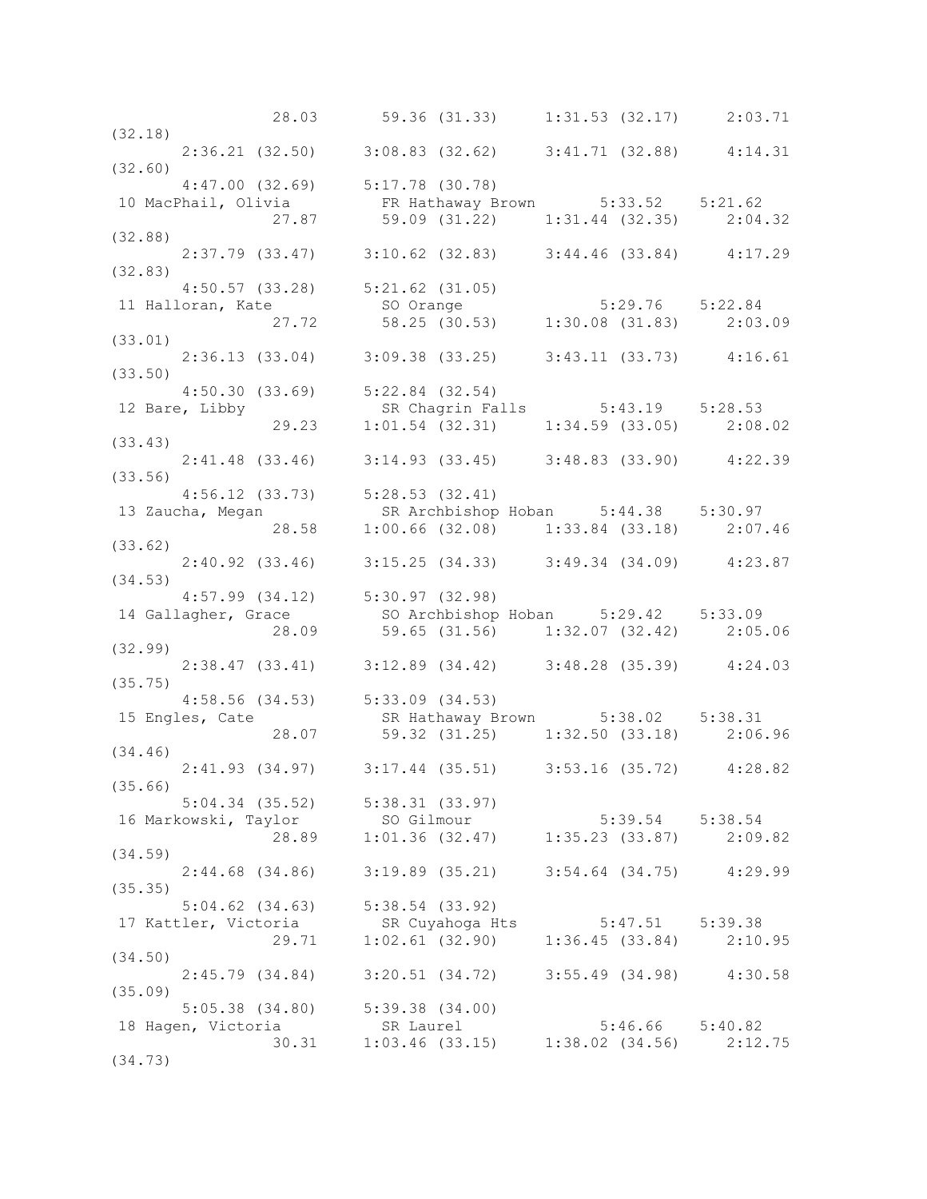```
                28.03       59.36 (31.33)     1:31.53 (32.17)     2:03.71
(32.18)
      2:36.21 (32.50)     3:08.83 (32.62)     3:41.71 (32.88)     4:14.31
(32.60)
      4:47.00 (32.69)     5:17.78 (30.78)
 10 MacPhail, Olivia        FR Hathaway Brown       5:33.52    5:21.62
                27.87       59.09 (31.22)     1:31.44 (32.35)     2:04.32
(32.88)
      2:37.79 (33.47)     3:10.62 (32.83)     3:44.46 (33.84)     4:17.29
(32.83)
      4:50.57 (33.28)     5:21.62 (31.05)
 11 Halloran, Kate          SO Orange               5:29.76    5:22.84
                27.72       58.25 (30.53)     1:30.08 (31.83)     2:03.09
(33.01)
      2:36.13 (33.04)     3:09.38 (33.25)     3:43.11 (33.73)     4:16.61
(33.50)
      4:50.30 (33.69)     5:22.84 (32.54)
 12 Bare, Libby             SR Chagrin Falls        5:43.19    5:28.53
                29.23     1:01.54 (32.31)     1:34.59 (33.05)     2:08.02
(33.43)
      2:41.48 (33.46)     3:14.93 (33.45)     3:48.83 (33.90)     4:22.39
(33.56)
      4:56.12 (33.73)     5:28.53 (32.41)
 13 Zaucha, Megan           SR Archbishop Hoban     5:44.38    5:30.97
                28.58     1:00.66 (32.08)     1:33.84 (33.18)     2:07.46
(33.62)
      2:40.92 (33.46)     3:15.25 (34.33)     3:49.34 (34.09)     4:23.87
(34.53)
      4:57.99 (34.12)     5:30.97 (32.98)
 14 Gallagher, Grace        SO Archbishop Hoban     5:29.42    5:33.09
                28.09       59.65 (31.56)     1:32.07 (32.42)     2:05.06
(32.99)
      2:38.47 (33.41)     3:12.89 (34.42)     3:48.28 (35.39)     4:24.03
(35.75)
      4:58.56 (34.53)     5:33.09 (34.53)
 15 Engles, Cate            SR Hathaway Brown       5:38.02    5:38.31
                28.07       59.32 (31.25)     1:32.50 (33.18)     2:06.96
(34.46)
      2:41.93 (34.97)     3:17.44 (35.51)     3:53.16 (35.72)     4:28.82
(35.66)
      5:04.34 (35.52)     5:38.31 (33.97)
 16 Markowski, Taylor       SO Gilmour              5:39.54    5:38.54
                28.89     1:01.36 (32.47)     1:35.23 (33.87)     2:09.82
(34.59)
      2:44.68 (34.86)     3:19.89 (35.21)     3:54.64 (34.75)     4:29.99
(35.35)
      5:04.62 (34.63)     5:38.54 (33.92)
 17 Kattler, Victoria       SR Cuyahoga Hts         5:47.51    5:39.38
                29.71     1:02.61 (32.90)     1:36.45 (33.84)     2:10.95
(34.50)
      2:45.79 (34.84)     3:20.51 (34.72)     3:55.49 (34.98)     4:30.58
(35.09)
      5:05.38 (34.80)     5:39.38 (34.00)
 18 Hagen, Victoria         SR Laurel               5:46.66    5:40.82
                30.31     1:03.46 (33.15)     1:38.02 (34.56)     2:12.75
(34.73)
```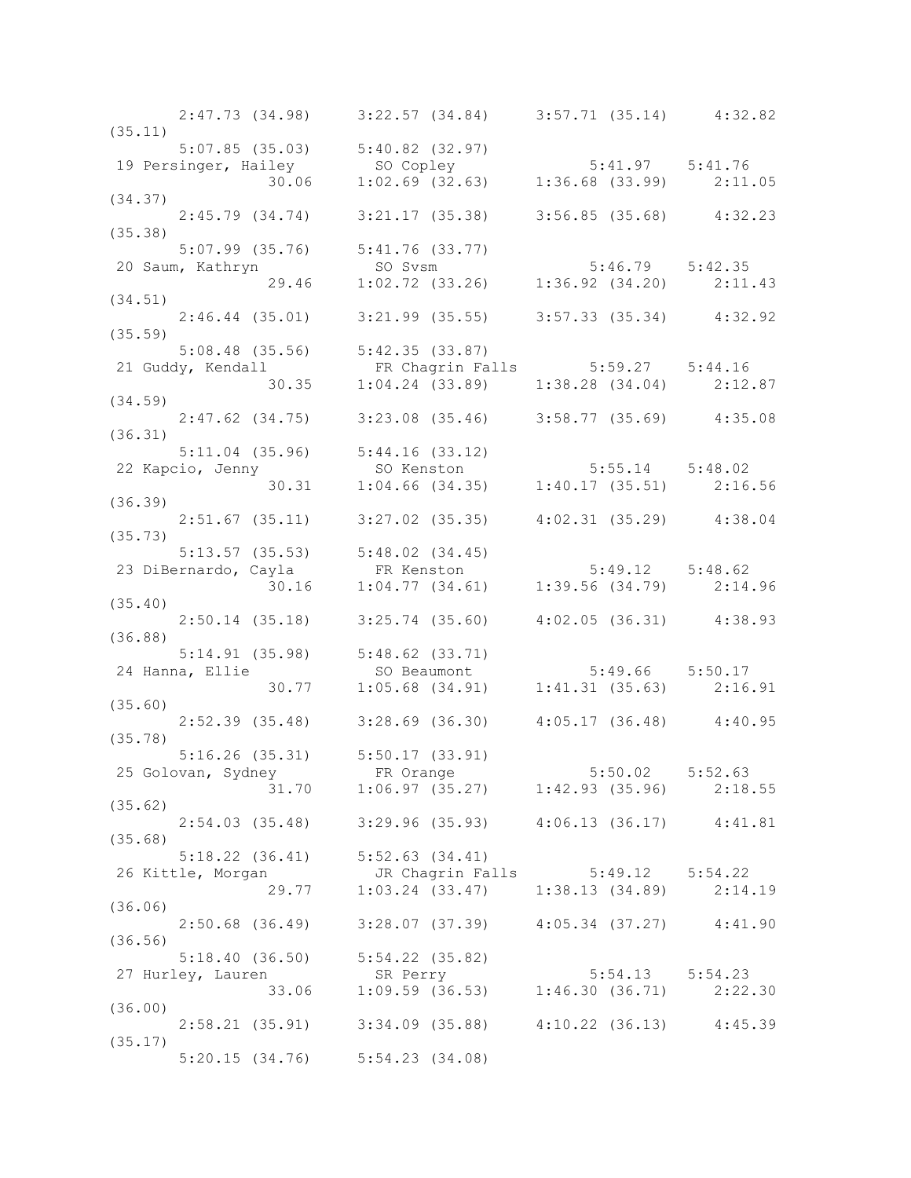```
      2:47.73 (34.98)    3:22.57 (34.84)    3:57.71 (35.14)    4:32.82
(35.11)
      5:07.85 (35.03)    5:40.82 (32.97)
 19 Persinger, Hailey       SO Copley              5:41.97   5:41.76
                30.06    1:02.69 (32.63)    1:36.68 (33.99)    2:11.05
(34.37)
      2:45.79 (34.74)    3:21.17 (35.38)    3:56.85 (35.68)    4:32.23
(35.38)
      5:07.99 (35.76)    5:41.76 (33.77)
 20 Saum, Kathryn           SO Svsm                5:46.79   5:42.35
                29.46    1:02.72 (33.26)    1:36.92 (34.20)    2:11.43
(34.51)
      2:46.44 (35.01)    3:21.99 (35.55)    3:57.33 (35.34)    4:32.92
(35.59)
      5:08.48 (35.56)    5:42.35 (33.87)
 21 Guddy, Kendall          FR Chagrin Falls       5:59.27   5:44.16
                30.35    1:04.24 (33.89)    1:38.28 (34.04)    2:12.87
(34.59)
      2:47.62 (34.75)    3:23.08 (35.46)    3:58.77 (35.69)    4:35.08
(36.31)
      5:11.04 (35.96)    5:44.16 (33.12)
 22 Kapcio, Jenny           SO Kenston             5:55.14   5:48.02
                30.31    1:04.66 (34.35)    1:40.17 (35.51)    2:16.56
(36.39)
      2:51.67 (35.11)    3:27.02 (35.35)    4:02.31 (35.29)    4:38.04
(35.73)
      5:13.57 (35.53)    5:48.02 (34.45)
 23 DiBernardo, Cayla       FR Kenston             5:49.12   5:48.62
                30.16    1:04.77 (34.61)    1:39.56 (34.79)    2:14.96
(35.40)
      2:50.14 (35.18)    3:25.74 (35.60)    4:02.05 (36.31)    4:38.93
(36.88)
      5:14.91 (35.98)    5:48.62 (33.71)
 24 Hanna, Ellie            SO Beaumont            5:49.66   5:50.17
                30.77    1:05.68 (34.91)    1:41.31 (35.63)    2:16.91
(35.60)
      2:52.39 (35.48)    3:28.69 (36.30)    4:05.17 (36.48)    4:40.95
(35.78)
      5:16.26 (35.31)    5:50.17 (33.91)
 25 Golovan, Sydney         FR Orange              5:50.02   5:52.63
                31.70    1:06.97 (35.27)    1:42.93 (35.96)    2:18.55
(35.62)
      2:54.03 (35.48)    3:29.96 (35.93)    4:06.13 (36.17)    4:41.81
(35.68)
      5:18.22 (36.41)    5:52.63 (34.41)
 26 Kittle, Morgan          JR Chagrin Falls       5:49.12   5:54.22
                29.77    1:03.24 (33.47)    1:38.13 (34.89)    2:14.19
(36.06)
      2:50.68 (36.49)    3:28.07 (37.39)    4:05.34 (37.27)    4:41.90
(36.56)
      5:18.40 (36.50)    5:54.22 (35.82)
 27 Hurley, Lauren          SR Perry               5:54.13   5:54.23
                33.06    1:09.59 (36.53)    1:46.30 (36.71)    2:22.30
(36.00)
      2:58.21 (35.91)    3:34.09 (35.88)    4:10.22 (36.13)    4:45.39
(35.17)
      5:20.15 (34.76)    5:54.23 (34.08)
```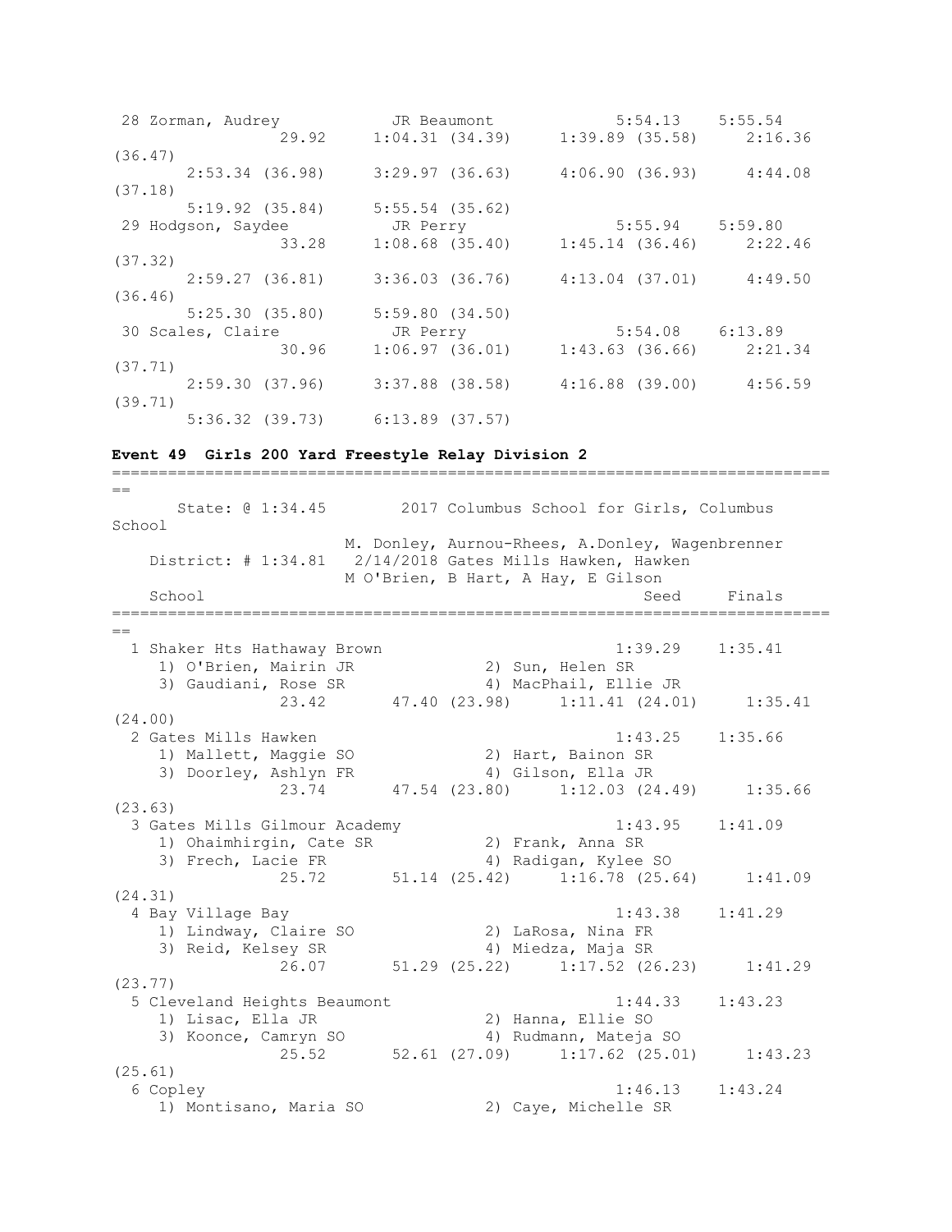```
 28 Zorman, Audrey           JR Beaumont              5:54.13    5:55.54
                29.92     1:04.31 (34.39)     1:39.89 (35.58)     2:16.36
(36.47)
      2:53.34 (36.98)     3:29.97 (36.63)     4:06.90 (36.93)     4:44.08
(37.18)
      5:19.92 (35.84)     5:55.54 (35.62)
 29 Hodgson, Saydee          JR Perry                 5:55.94    5:59.80
                33.28     1:08.68 (35.40)     1:45.14 (36.46)     2:22.46
(37.32)
      2:59.27 (36.81)     3:36.03 (36.76)     4:13.04 (37.01)     4:49.50
(36.46)
      5:25.30 (35.80)     5:59.80 (34.50)
 30 Scales, Claire           JR Perry                 5:54.08    6:13.89
                30.96     1:06.97 (36.01)     1:43.63 (36.66)     2:21.34
(37.71)
      2:59.30 (37.96)     3:37.88 (38.58)     4:16.88 (39.00)     4:56.59
(39.71)
      5:36.32 (39.73)     6:13.89 (37.57)
```

**Event 49  Girls 200 Yard Freestyle Relay Division 2**

```
===============================================================================
==
      State: @ 1:34.45        2017 Columbus School for Girls, Columbus
School
                        M. Donley, Aurnou-Rhees, A.Donley, Wagenbrenner
   District: # 1:34.81   2/14/2018 Gates Mills Hawken, Hawken
                        M O'Brien, B Hart, A Hay, E Gilson
   School                                                 Seed     Finals
===============================================================================
==
  1 Shaker Hts Hathaway Brown                          1:39.29    1:35.41
     1) O'Brien, Mairin JR             2) Sun, Helen SR
     3) Gaudiani, Rose SR              4) MacPhail, Ellie JR
                23.42       47.40 (23.98)     1:11.41 (24.01)     1:35.41
(24.00)
  2 Gates Mills Hawken                                 1:43.25    1:35.66
     1) Mallett, Maggie SO             2) Hart, Bainon SR
     3) Doorley, Ashlyn FR             4) Gilson, Ella JR
                23.74       47.54 (23.80)     1:12.03 (24.49)     1:35.66
(23.63)
  3 Gates Mills Gilmour Academy                        1:43.95    1:41.09
     1) Ohaimhirgin, Cate SR           2) Frank, Anna SR
     3) Frech, Lacie FR                4) Radigan, Kylee SO
                25.72       51.14 (25.42)     1:16.78 (25.64)     1:41.09
(24.31)
  4 Bay Village Bay                                    1:43.38    1:41.29
     1) Lindway, Claire SO             2) LaRosa, Nina FR
     3) Reid, Kelsey SR                4) Miedza, Maja SR
                26.07       51.29 (25.22)     1:17.52 (26.23)     1:41.29
(23.77)
  5 Cleveland Heights Beaumont                         1:44.33    1:43.23
     1) Lisac, Ella JR                 2) Hanna, Ellie SO
     3) Koonce, Camryn SO              4) Rudmann, Mateja SO
                25.52       52.61 (27.09)     1:17.62 (25.01)     1:43.23
(25.61)
  6 Copley                                             1:46.13    1:43.24
     1) Montisano, Maria SO            2) Caye, Michelle SR
```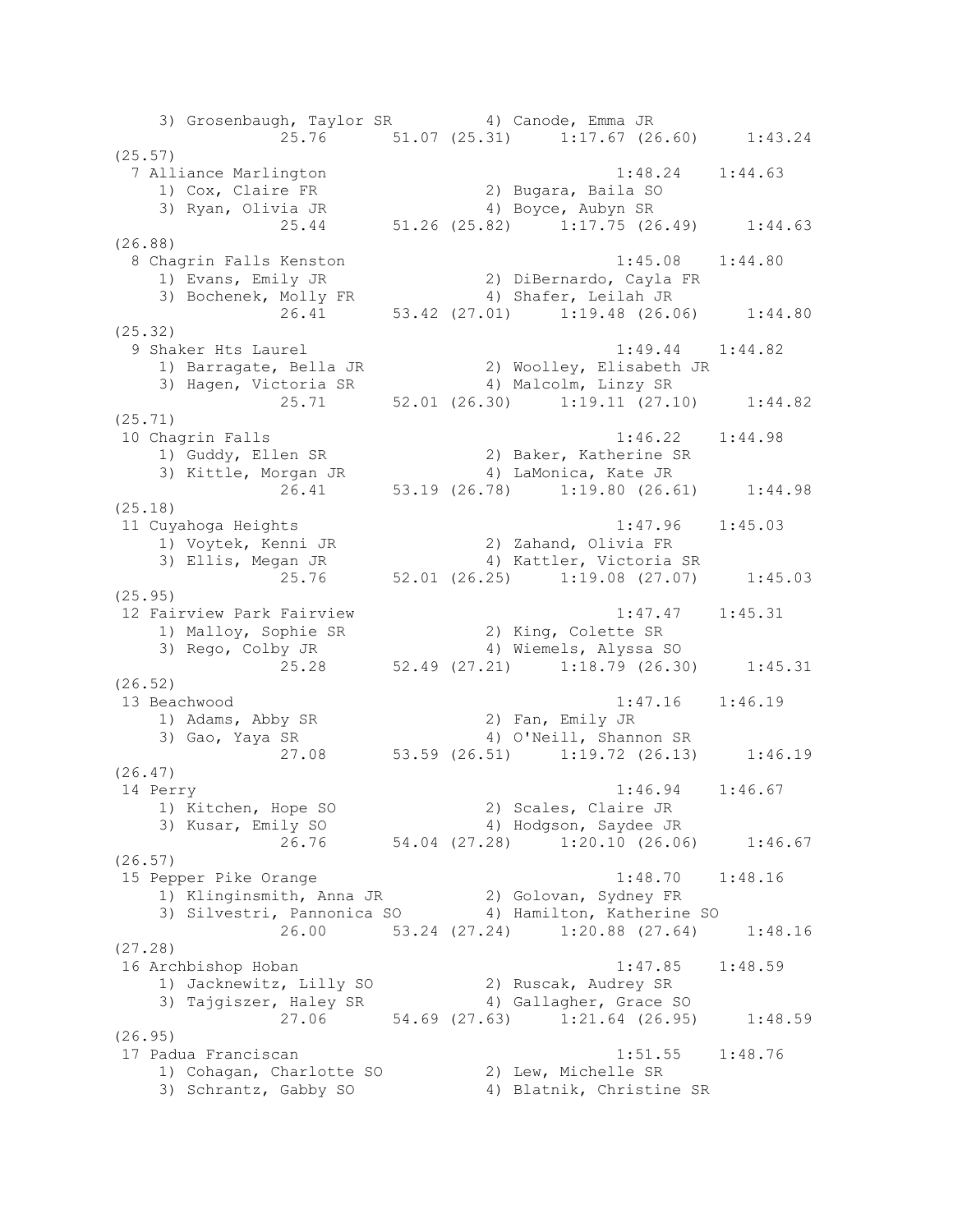```
    3) Grosenbaugh, Taylor SR          4) Canode, Emma JR
              25.76      51.07 (25.31)     1:17.67 (26.60)     1:43.24
(25.57)
  7 Alliance Marlington                               1:48.24    1:44.63
    1) Cox, Claire FR                 2) Bugara, Baila SO
    3) Ryan, Olivia JR                4) Boyce, Aubyn SR
              25.44      51.26 (25.82)     1:17.75 (26.49)     1:44.63
(26.88)
  8 Chagrin Falls Kenston                             1:45.08    1:44.80
    1) Evans, Emily JR                2) DiBernardo, Cayla FR
    3) Bochenek, Molly FR             4) Shafer, Leilah JR
              26.41      53.42 (27.01)     1:19.48 (26.06)     1:44.80
(25.32)
  9 Shaker Hts Laurel                                 1:49.44    1:44.82
    1) Barragate, Bella JR            2) Woolley, Elisabeth JR
    3) Hagen, Victoria SR             4) Malcolm, Linzy SR
              25.71      52.01 (26.30)     1:19.11 (27.10)     1:44.82
(25.71)
 10 Chagrin Falls                                     1:46.22    1:44.98
    1) Guddy, Ellen SR                2) Baker, Katherine SR
    3) Kittle, Morgan JR              4) LaMonica, Kate JR
              26.41      53.19 (26.78)     1:19.80 (26.61)     1:44.98
(25.18)
 11 Cuyahoga Heights                                  1:47.96    1:45.03
    1) Voytek, Kenni JR               2) Zahand, Olivia FR
    3) Ellis, Megan JR                4) Kattler, Victoria SR
              25.76      52.01 (26.25)     1:19.08 (27.07)     1:45.03
(25.95)
 12 Fairview Park Fairview                            1:47.47    1:45.31
    1) Malloy, Sophie SR              2) King, Colette SR
    3) Rego, Colby JR                 4) Wiemels, Alyssa SO
              25.28      52.49 (27.21)     1:18.79 (26.30)     1:45.31
(26.52)
 13 Beachwood                                         1:47.16    1:46.19
    1) Adams, Abby SR                 2) Fan, Emily JR
    3) Gao, Yaya SR                   4) O'Neill, Shannon SR
              27.08      53.59 (26.51)     1:19.72 (26.13)     1:46.19
(26.47)
 14 Perry                                             1:46.94    1:46.67
    1) Kitchen, Hope SO               2) Scales, Claire JR
    3) Kusar, Emily SO                4) Hodgson, Saydee JR
              26.76      54.04 (27.28)     1:20.10 (26.06)     1:46.67
(26.57)
 15 Pepper Pike Orange                                1:48.70    1:48.16
    1) Klinginsmith, Anna JR          2) Golovan, Sydney FR
    3) Silvestri, Pannonica SO        4) Hamilton, Katherine SO
              26.00      53.24 (27.24)     1:20.88 (27.64)     1:48.16
(27.28)
 16 Archbishop Hoban                                  1:47.85    1:48.59
    1) Jacknewitz, Lilly SO           2) Ruscak, Audrey SR
    3) Tajgiszer, Haley SR            4) Gallagher, Grace SO
              27.06      54.69 (27.63)     1:21.64 (26.95)     1:48.59
(26.95)
 17 Padua Franciscan                                  1:51.55    1:48.76
    1) Cohagan, Charlotte SO          2) Lew, Michelle SR
    3) Schrantz, Gabby SO             4) Blatnik, Christine SR
```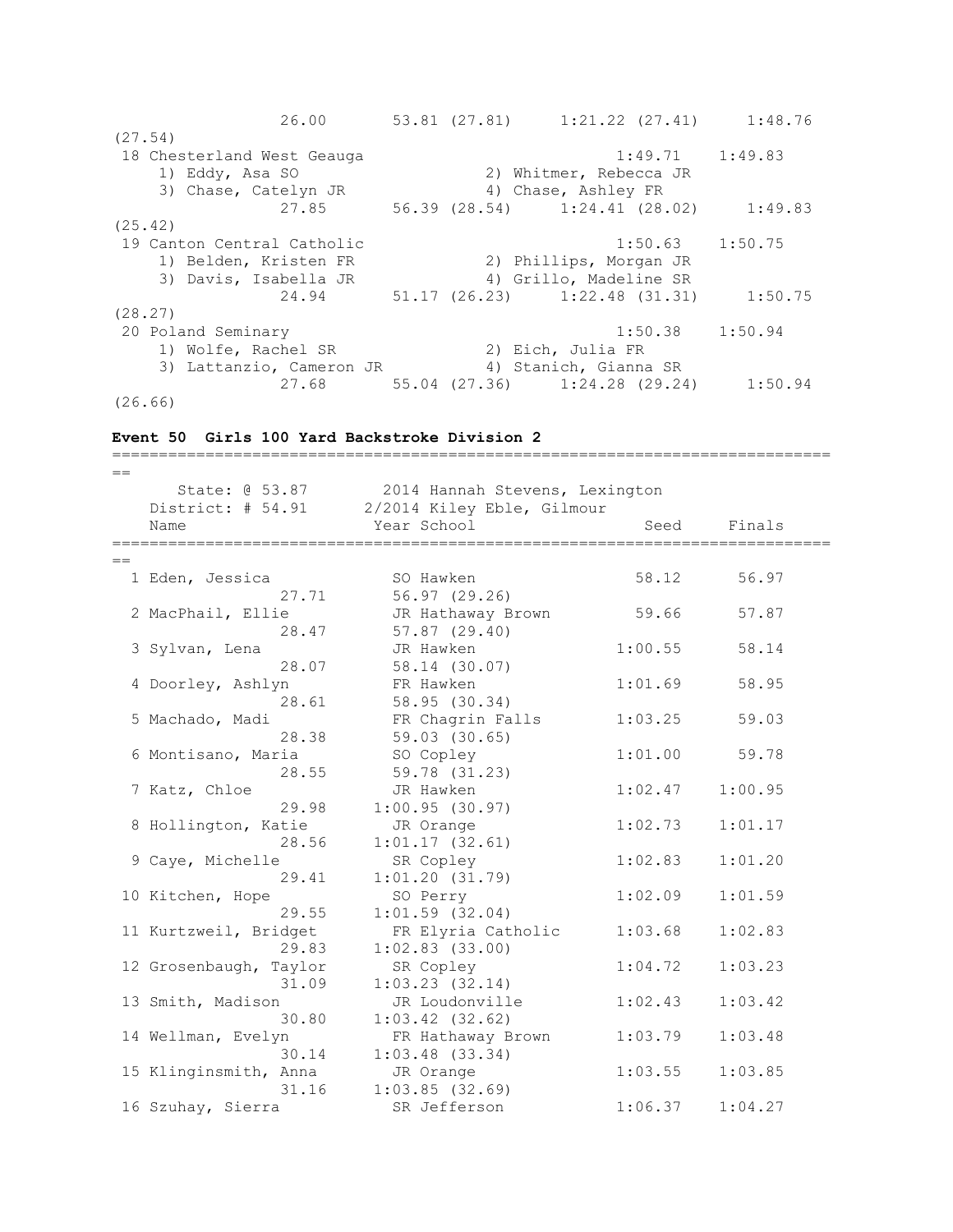```
               26.00       53.81 (27.81)     1:21.22 (27.41)     1:48.76
(27.54)
 18 Chesterland West Geauga                          1:49.71    1:49.83
    1) Eddy, Asa SO                  2) Whitmer, Rebecca JR
    3) Chase, Catelyn JR             4) Chase, Ashley FR
               27.85       56.39 (28.54)     1:24.41 (28.02)     1:49.83
(25.42)
 19 Canton Central Catholic                          1:50.63    1:50.75
    1) Belden, Kristen FR            2) Phillips, Morgan JR
    3) Davis, Isabella JR            4) Grillo, Madeline SR
               24.94       51.17 (26.23)     1:22.48 (31.31)     1:50.75
(28.27)
 20 Poland Seminary                                  1:50.38    1:50.94
    1) Wolfe, Rachel SR              2) Eich, Julia FR
    3) Lattanzio, Cameron JR         4) Stanich, Gianna SR
               27.68       55.04 (27.36)     1:24.28 (29.24)     1:50.94
(26.66)
```

**Event 50  Girls 100 Yard Backstroke Division 2**

```
===============================================================================
==
      State: @ 53.87        2014 Hannah Stevens, Lexington
   District: # 54.91      2/2014 Kiley Eble, Gilmour
    Name                    Year School                 Seed     Finals
===============================================================================
==
  1 Eden, Jessica           SO Hawken                  58.12      56.97
               27.71       56.97 (29.26)
  2 MacPhail, Ellie         JR Hathaway Brown          59.66      57.87
               28.47       57.87 (29.40)
  3 Sylvan, Lena            JR Hawken                1:00.55      58.14
               28.07       58.14 (30.07)
  4 Doorley, Ashlyn         FR Hawken                1:01.69      58.95
               28.61       58.95 (30.34)
  5 Machado, Madi           FR Chagrin Falls         1:03.25      59.03
               28.38       59.03 (30.65)
  6 Montisano, Maria        SO Copley                1:01.00      59.78
               28.55       59.78 (31.23)
  7 Katz, Chloe             JR Hawken                1:02.47    1:00.95
               29.98     1:00.95 (30.97)
  8 Hollington, Katie       JR Orange                1:02.73    1:01.17
               28.56     1:01.17 (32.61)
  9 Caye, Michelle          SR Copley                1:02.83    1:01.20
               29.41     1:01.20 (31.79)
 10 Kitchen, Hope           SO Perry                 1:02.09    1:01.59
               29.55     1:01.59 (32.04)
 11 Kurtzweil, Bridget      FR Elyria Catholic       1:03.68    1:02.83
               29.83     1:02.83 (33.00)
 12 Grosenbaugh, Taylor     SR Copley                1:04.72    1:03.23
               31.09     1:03.23 (32.14)
 13 Smith, Madison          JR Loudonville           1:02.43    1:03.42
               30.80     1:03.42 (32.62)
 14 Wellman, Evelyn         FR Hathaway Brown        1:03.79    1:03.48
               30.14     1:03.48 (33.34)
 15 Klinginsmith, Anna      JR Orange                1:03.55    1:03.85
               31.16     1:03.85 (32.69)
 16 Szuhay, Sierra          SR Jefferson             1:06.37    1:04.27
```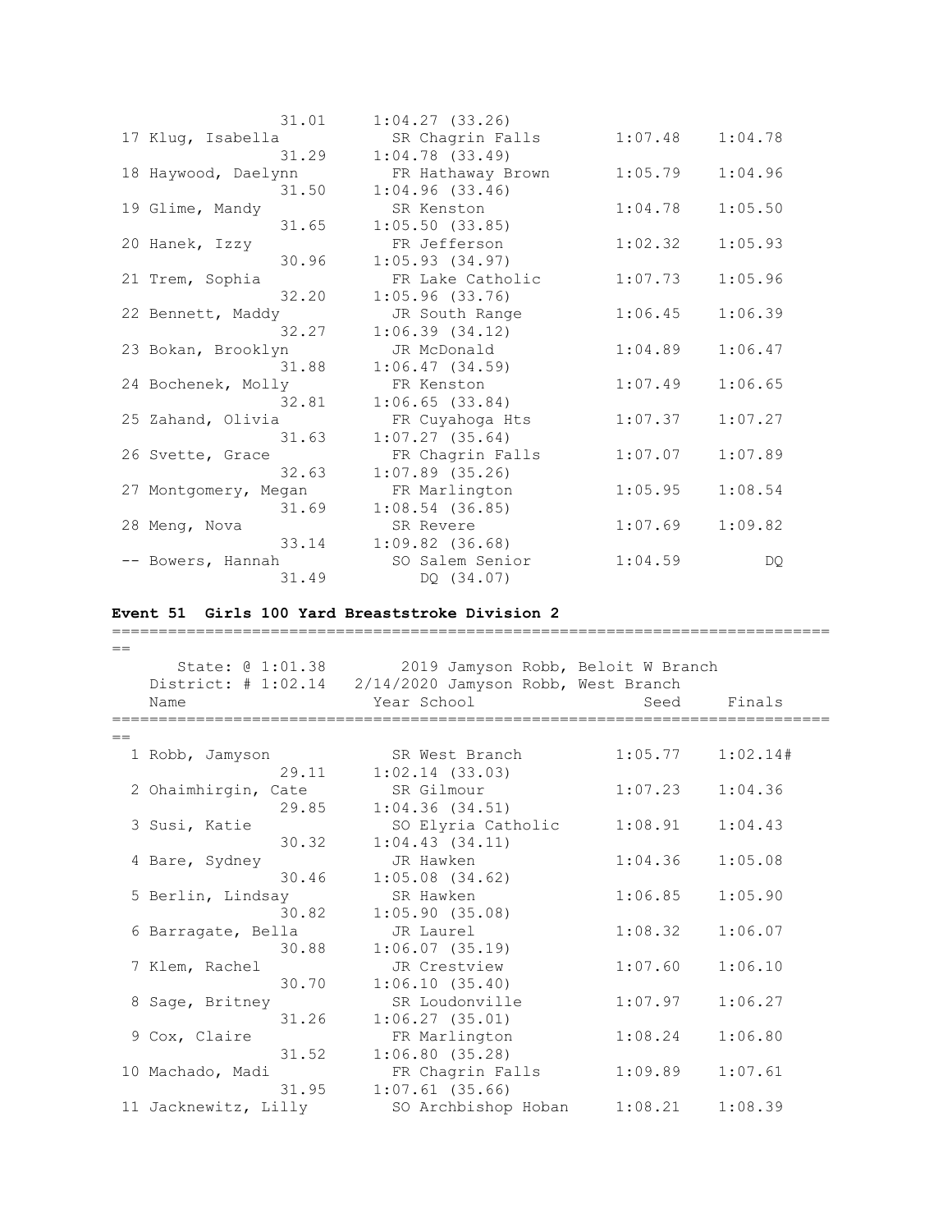| | Name | Year | School | Seed | Finals |
|---|---|---|---|---|---|
| | 31.01 | | 1:04.27 (33.26) | | |
| 17 | Klug, Isabella | SR | Chagrin Falls | 1:07.48 | 1:04.78 |
| | 31.29 | | 1:04.78 (33.49) | | |
| 18 | Haywood, Daelynn | FR | Hathaway Brown | 1:05.79 | 1:04.96 |
| | 31.50 | | 1:04.96 (33.46) | | |
| 19 | Glime, Mandy | SR | Kenston | 1:04.78 | 1:05.50 |
| | 31.65 | | 1:05.50 (33.85) | | |
| 20 | Hanek, Izzy | FR | Jefferson | 1:02.32 | 1:05.93 |
| | 30.96 | | 1:05.93 (34.97) | | |
| 21 | Trem, Sophia | FR | Lake Catholic | 1:07.73 | 1:05.96 |
| | 32.20 | | 1:05.96 (33.76) | | |
| 22 | Bennett, Maddy | JR | South Range | 1:06.45 | 1:06.39 |
| | 32.27 | | 1:06.39 (34.12) | | |
| 23 | Bokan, Brooklyn | JR | McDonald | 1:04.89 | 1:06.47 |
| | 31.88 | | 1:06.47 (34.59) | | |
| 24 | Bochenek, Molly | FR | Kenston | 1:07.49 | 1:06.65 |
| | 32.81 | | 1:06.65 (33.84) | | |
| 25 | Zahand, Olivia | FR | Cuyahoga Hts | 1:07.37 | 1:07.27 |
| | 31.63 | | 1:07.27 (35.64) | | |
| 26 | Svette, Grace | FR | Chagrin Falls | 1:07.07 | 1:07.89 |
| | 32.63 | | 1:07.89 (35.26) | | |
| 27 | Montgomery, Megan | FR | Marlington | 1:05.95 | 1:08.54 |
| | 31.69 | | 1:08.54 (36.85) | | |
| 28 | Meng, Nova | SR | Revere | 1:07.69 | 1:09.82 |
| | 33.14 | | 1:09.82 (36.68) | | |
| -- | Bowers, Hannah | SO | Salem Senior | 1:04.59 | DQ |
| | 31.49 | | DQ (34.07) | | |

**Event 51 Girls 100 Yard Breaststroke Division 2**

State: @ 1:01.38 2019 Jamyson Robb, Beloit W Branch
District: # 1:02.14 2/14/2020 Jamyson Robb, West Branch

| | Name | Year | School | Seed | Finals |
|---|---|---|---|---|---|
| 1 | Robb, Jamyson | SR | West Branch | 1:05.77 | 1:02.14# |
| | 29.11 | | 1:02.14 (33.03) | | |
| 2 | Ohaimhirgin, Cate | SR | Gilmour | 1:07.23 | 1:04.36 |
| | 29.85 | | 1:04.36 (34.51) | | |
| 3 | Susi, Katie | SO | Elyria Catholic | 1:08.91 | 1:04.43 |
| | 30.32 | | 1:04.43 (34.11) | | |
| 4 | Bare, Sydney | JR | Hawken | 1:04.36 | 1:05.08 |
| | 30.46 | | 1:05.08 (34.62) | | |
| 5 | Berlin, Lindsay | SR | Hawken | 1:06.85 | 1:05.90 |
| | 30.82 | | 1:05.90 (35.08) | | |
| 6 | Barragate, Bella | JR | Laurel | 1:08.32 | 1:06.07 |
| | 30.88 | | 1:06.07 (35.19) | | |
| 7 | Klem, Rachel | JR | Crestview | 1:07.60 | 1:06.10 |
| | 30.70 | | 1:06.10 (35.40) | | |
| 8 | Sage, Britney | SR | Loudonville | 1:07.97 | 1:06.27 |
| | 31.26 | | 1:06.27 (35.01) | | |
| 9 | Cox, Claire | FR | Marlington | 1:08.24 | 1:06.80 |
| | 31.52 | | 1:06.80 (35.28) | | |
| 10 | Machado, Madi | FR | Chagrin Falls | 1:09.89 | 1:07.61 |
| | 31.95 | | 1:07.61 (35.66) | | |
| 11 | Jacknewitz, Lilly | SO | Archbishop Hoban | 1:08.21 | 1:08.39 |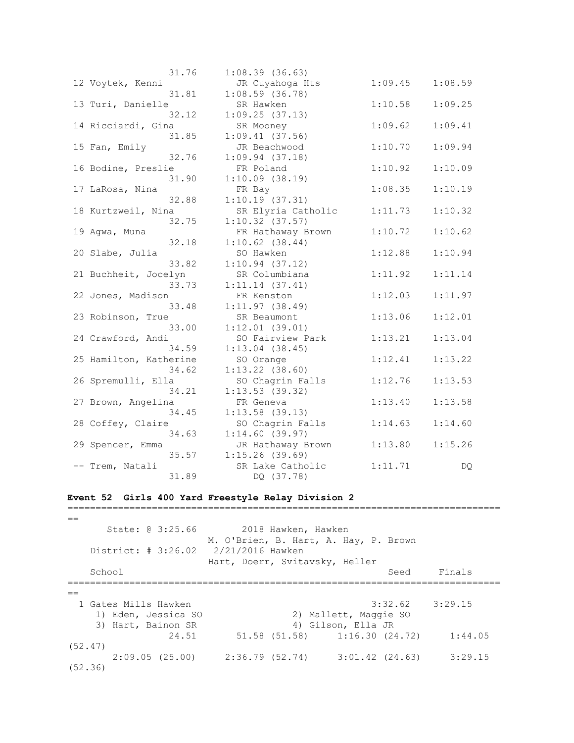```
                 31.76     1:08.39 (36.63)
 12 Voytek, Kenni            JR Cuyahoga Hts         1:09.45    1:08.59
                 31.81     1:08.59 (36.78)
 13 Turi, Danielle           SR Hawken               1:10.58    1:09.25
                 32.12     1:09.25 (37.13)
 14 Ricciardi, Gina          SR Mooney               1:09.62    1:09.41
                 31.85     1:09.41 (37.56)
 15 Fan, Emily               JR Beachwood            1:10.70    1:09.94
                 32.76     1:09.94 (37.18)
 16 Bodine, Preslie          FR Poland               1:10.92    1:10.09
                 31.90     1:10.09 (38.19)
 17 LaRosa, Nina             FR Bay                  1:08.35    1:10.19
                 32.88     1:10.19 (37.31)
 18 Kurtzweil, Nina          SR Elyria Catholic      1:11.73    1:10.32
                 32.75     1:10.32 (37.57)
 19 Agwa, Muna               FR Hathaway Brown       1:10.72    1:10.62
                 32.18     1:10.62 (38.44)
 20 Slabe, Julia             SO Hawken               1:12.88    1:10.94
                 33.82     1:10.94 (37.12)
 21 Buchheit, Jocelyn        SR Columbiana           1:11.92    1:11.14
                 33.73     1:11.14 (37.41)
 22 Jones, Madison           FR Kenston              1:12.03    1:11.97
                 33.48     1:11.97 (38.49)
 23 Robinson, True           SR Beaumont             1:13.06    1:12.01
                 33.00     1:12.01 (39.01)
 24 Crawford, Andi           SO Fairview Park        1:13.21    1:13.04
                 34.59     1:13.04 (38.45)
 25 Hamilton, Katherine      SO Orange               1:12.41    1:13.22
                 34.62     1:13.22 (38.60)
 26 Spremulli, Ella          SO Chagrin Falls        1:12.76    1:13.53
                 34.21     1:13.53 (39.32)
 27 Brown, Angelina          FR Geneva               1:13.40    1:13.58
                 34.45     1:13.58 (39.13)
 28 Coffey, Claire           SO Chagrin Falls        1:14.63    1:14.60
                 34.63     1:14.60 (39.97)
 29 Spencer, Emma            JR Hathaway Brown       1:13.80    1:15.26
                 35.57     1:15.26 (39.69)
 -- Trem, Natali             SR Lake Catholic        1:11.71         DQ
                 31.89          DQ (37.78)
```

**Event 52  Girls 400 Yard Freestyle Relay Division 2**

```
===============================================================================
==
      State: @ 3:25.66        2018 Hawken, Hawken
                         M. O'Brien, B. Hart, A. Hay, P. Brown
   District: # 3:26.02   2/21/2016 Hawken
                         Hart, Doerr, Svitavsky, Heller
   School                                                 Seed     Finals
===============================================================================
==
  1 Gates Mills Hawken                                  3:32.62    3:29.15
     1) Eden, Jessica SO               2) Mallett, Maggie SO
     3) Hart, Bainon SR                4) Gilson, Ella JR
                 24.51       51.58 (51.58)     1:16.30 (24.72)     1:44.05
(52.47)
       2:09.05 (25.00)     2:36.79 (52.74)     3:01.42 (24.63)     3:29.15
(52.36)
```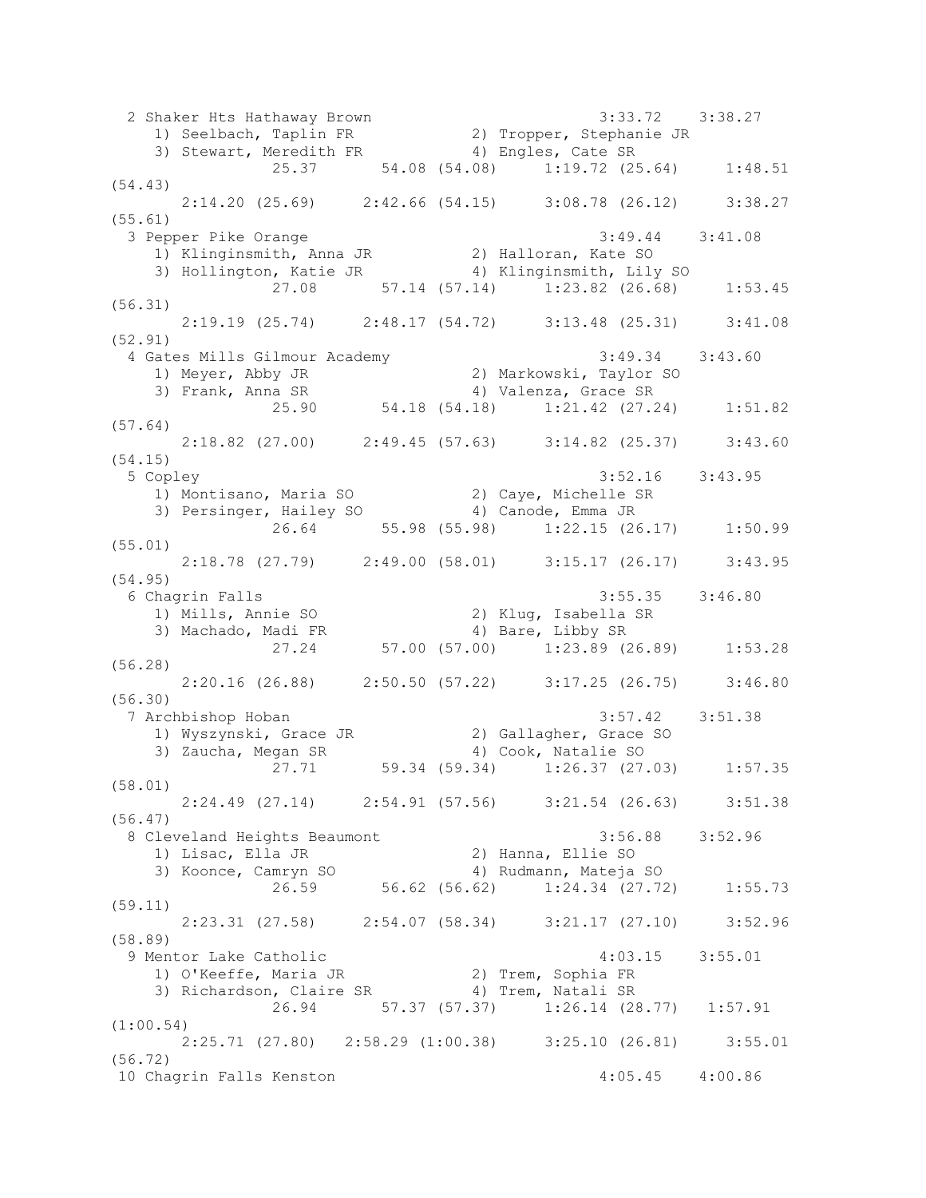```
  2 Shaker Hts Hathaway Brown                            3:33.72    3:38.27
     1) Seelbach, Taplin FR             2) Tropper, Stephanie JR
     3) Stewart, Meredith FR            4) Engles, Cate SR
              25.37       54.08 (54.08)     1:19.72 (25.64)     1:48.51
(54.43)
       2:14.20 (25.69)     2:42.66 (54.15)     3:08.78 (26.12)     3:38.27
(55.61)
  3 Pepper Pike Orange                                   3:49.44    3:41.08
     1) Klinginsmith, Anna JR           2) Halloran, Kate SO
     3) Hollington, Katie JR            4) Klinginsmith, Lily SO
              27.08       57.14 (57.14)     1:23.82 (26.68)     1:53.45
(56.31)
       2:19.19 (25.74)     2:48.17 (54.72)     3:13.48 (25.31)     3:41.08
(52.91)
  4 Gates Mills Gilmour Academy                          3:49.34    3:43.60
     1) Meyer, Abby JR                  2) Markowski, Taylor SO
     3) Frank, Anna SR                  4) Valenza, Grace SR
              25.90       54.18 (54.18)     1:21.42 (27.24)     1:51.82
(57.64)
       2:18.82 (27.00)     2:49.45 (57.63)     3:14.82 (25.37)     3:43.60
(54.15)
  5 Copley                                               3:52.16    3:43.95
     1) Montisano, Maria SO             2) Caye, Michelle SR
     3) Persinger, Hailey SO            4) Canode, Emma JR
              26.64       55.98 (55.98)     1:22.15 (26.17)     1:50.99
(55.01)
       2:18.78 (27.79)     2:49.00 (58.01)     3:15.17 (26.17)     3:43.95
(54.95)
  6 Chagrin Falls                                        3:55.35    3:46.80
     1) Mills, Annie SO                 2) Klug, Isabella SR
     3) Machado, Madi FR                4) Bare, Libby SR
              27.24       57.00 (57.00)     1:23.89 (26.89)     1:53.28
(56.28)
       2:20.16 (26.88)     2:50.50 (57.22)     3:17.25 (26.75)     3:46.80
(56.30)
  7 Archbishop Hoban                                     3:57.42    3:51.38
     1) Wyszynski, Grace JR             2) Gallagher, Grace SO
     3) Zaucha, Megan SR                4) Cook, Natalie SO
              27.71       59.34 (59.34)     1:26.37 (27.03)     1:57.35
(58.01)
       2:24.49 (27.14)     2:54.91 (57.56)     3:21.54 (26.63)     3:51.38
(56.47)
  8 Cleveland Heights Beaumont                           3:56.88    3:52.96
     1) Lisac, Ella JR                  2) Hanna, Ellie SO
     3) Koonce, Camryn SO               4) Rudmann, Mateja SO
              26.59       56.62 (56.62)     1:24.34 (27.72)     1:55.73
(59.11)
       2:23.31 (27.58)     2:54.07 (58.34)     3:21.17 (27.10)     3:52.96
(58.89)
  9 Mentor Lake Catholic                                 4:03.15    3:55.01
     1) O'Keeffe, Maria JR              2) Trem, Sophia FR
     3) Richardson, Claire SR           4) Trem, Natali SR
              26.94       57.37 (57.37)     1:26.14 (28.77)   1:57.91
(1:00.54)
       2:25.71 (27.80)   2:58.29 (1:00.38)     3:25.10 (26.81)     3:55.01
(56.72)
 10 Chagrin Falls Kenston                                4:05.45    4:00.86
```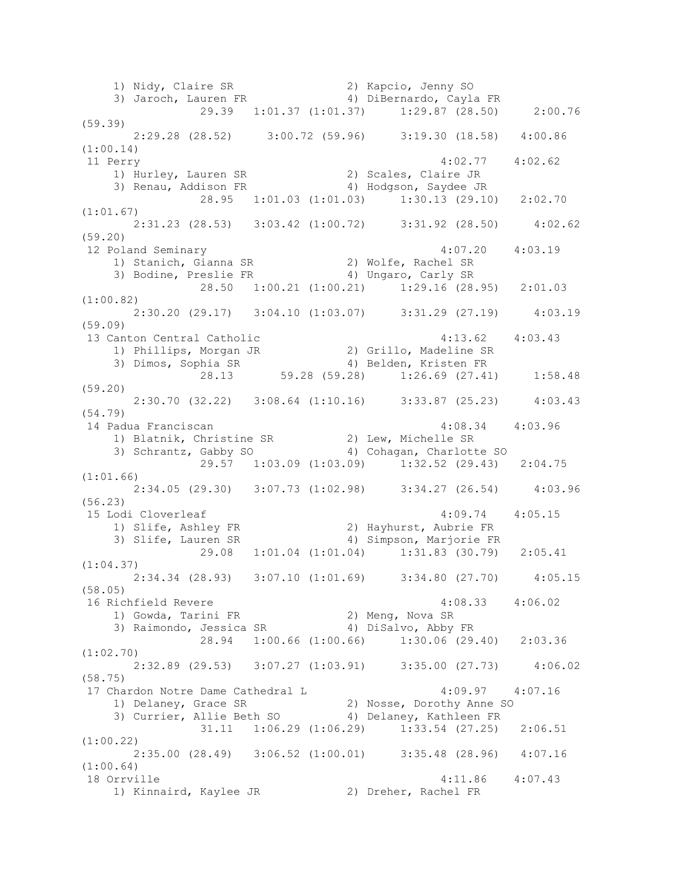```
    1) Nidy, Claire SR                 2) Kapcio, Jenny SO
    3) Jaroch, Lauren FR               4) DiBernardo, Cayla FR
               29.39   1:01.37 (1:01.37)     1:29.87 (28.50)     2:00.76
(59.39)
       2:29.28 (28.52)     3:00.72 (59.96)     3:19.30 (18.58)   4:00.86
(1:00.14)
 11 Perry                                              4:02.77    4:02.62
    1) Hurley, Lauren SR               2) Scales, Claire JR
    3) Renau, Addison FR               4) Hodgson, Saydee JR
               28.95   1:01.03 (1:01.03)     1:30.13 (29.10)   2:02.70
(1:01.67)
       2:31.23 (28.53)   3:03.42 (1:00.72)     3:31.92 (28.50)     4:02.62
(59.20)
 12 Poland Seminary                                    4:07.20    4:03.19
    1) Stanich, Gianna SR              2) Wolfe, Rachel SR
    3) Bodine, Preslie FR              4) Ungaro, Carly SR
               28.50   1:00.21 (1:00.21)     1:29.16 (28.95)   2:01.03
(1:00.82)
       2:30.20 (29.17)   3:04.10 (1:03.07)     3:31.29 (27.19)     4:03.19
(59.09)
 13 Canton Central Catholic                            4:13.62    4:03.43
    1) Phillips, Morgan JR             2) Grillo, Madeline SR
    3) Dimos, Sophia SR                4) Belden, Kristen FR
               28.13       59.28 (59.28)     1:26.69 (27.41)     1:58.48
(59.20)
       2:30.70 (32.22)   3:08.64 (1:10.16)     3:33.87 (25.23)     4:03.43
(54.79)
 14 Padua Franciscan                                   4:08.34    4:03.96
    1) Blatnik, Christine SR           2) Lew, Michelle SR
    3) Schrantz, Gabby SO              4) Cohagan, Charlotte SO
               29.57   1:03.09 (1:03.09)     1:32.52 (29.43)   2:04.75
(1:01.66)
       2:34.05 (29.30)   3:07.73 (1:02.98)     3:34.27 (26.54)     4:03.96
(56.23)
 15 Lodi Cloverleaf                                    4:09.74    4:05.15
    1) Slife, Ashley FR                2) Hayhurst, Aubrie FR
    3) Slife, Lauren SR                4) Simpson, Marjorie FR
               29.08   1:01.04 (1:01.04)     1:31.83 (30.79)   2:05.41
(1:04.37)
       2:34.34 (28.93)   3:07.10 (1:01.69)     3:34.80 (27.70)     4:05.15
(58.05)
 16 Richfield Revere                                   4:08.33    4:06.02
    1) Gowda, Tarini FR                2) Meng, Nova SR
    3) Raimondo, Jessica SR            4) DiSalvo, Abby FR
               28.94   1:00.66 (1:00.66)     1:30.06 (29.40)   2:03.36
(1:02.70)
       2:32.89 (29.53)   3:07.27 (1:03.91)     3:35.00 (27.73)     4:06.02
(58.75)
 17 Chardon Notre Dame Cathedral L                     4:09.97    4:07.16
    1) Delaney, Grace SR               2) Nosse, Dorothy Anne SO
    3) Currier, Allie Beth SO          4) Delaney, Kathleen FR
               31.11   1:06.29 (1:06.29)     1:33.54 (27.25)   2:06.51
(1:00.22)
       2:35.00 (28.49)   3:06.52 (1:00.01)     3:35.48 (28.96)   4:07.16
(1:00.64)
 18 Orrville                                           4:11.86    4:07.43
    1) Kinnaird, Kaylee JR             2) Dreher, Rachel FR
```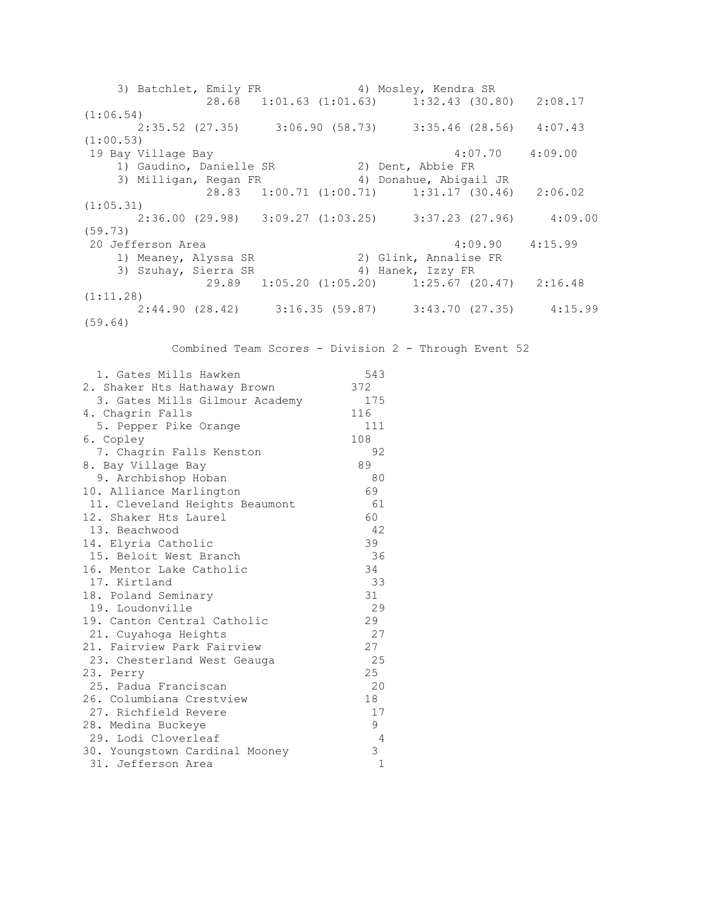```
    3) Batchlet, Emily FR              4) Mosley, Kendra SR
               28.68   1:01.63 (1:01.63)     1:32.43 (30.80)   2:08.17
(1:06.54)
      2:35.52 (27.35)     3:06.90 (58.73)     3:35.46 (28.56)   4:07.43
(1:00.53)
 19 Bay Village Bay                                    4:07.70    4:09.00
    1) Gaudino, Danielle SR            2) Dent, Abbie FR
    3) Milligan, Regan FR              4) Donahue, Abigail JR
               28.83   1:00.71 (1:00.71)     1:31.17 (30.46)   2:06.02
(1:05.31)
      2:36.00 (29.98)   3:09.27 (1:03.25)     3:37.23 (27.96)     4:09.00
(59.73)
 20 Jefferson Area                                     4:09.90    4:15.99
    1) Meaney, Alyssa SR               2) Glink, Annalise FR
    3) Szuhay, Sierra SR               4) Hanek, Izzy FR
               29.89   1:05.20 (1:05.20)     1:25.67 (20.47)   2:16.48
(1:11.28)
      2:44.90 (28.42)     3:16.35 (59.87)     3:43.70 (27.35)     4:15.99
(59.64)
```

Combined Team Scores - Division 2 - Through Event 52

| Place | Team | Score |
|---|---|---|
| 1. | Gates Mills Hawken | 543 |
| 2. | Shaker Hts Hathaway Brown | 372 |
| 3. | Gates Mills Gilmour Academy | 175 |
| 4. | Chagrin Falls | 116 |
| 5. | Pepper Pike Orange | 111 |
| 6. | Copley | 108 |
| 7. | Chagrin Falls Kenston | 92 |
| 8. | Bay Village Bay | 89 |
| 9. | Archbishop Hoban | 80 |
| 10. | Alliance Marlington | 69 |
| 11. | Cleveland Heights Beaumont | 61 |
| 12. | Shaker Hts Laurel | 60 |
| 13. | Beachwood | 42 |
| 14. | Elyria Catholic | 39 |
| 15. | Beloit West Branch | 36 |
| 16. | Mentor Lake Catholic | 34 |
| 17. | Kirtland | 33 |
| 18. | Poland Seminary | 31 |
| 19. | Loudonville | 29 |
| 19. | Canton Central Catholic | 29 |
| 21. | Cuyahoga Heights | 27 |
| 21. | Fairview Park Fairview | 27 |
| 23. | Chesterland West Geauga | 25 |
| 23. | Perry | 25 |
| 25. | Padua Franciscan | 20 |
| 26. | Columbiana Crestview | 18 |
| 27. | Richfield Revere | 17 |
| 28. | Medina Buckeye | 9 |
| 29. | Lodi Cloverleaf | 4 |
| 30. | Youngstown Cardinal Mooney | 3 |
| 31. | Jefferson Area | 1 |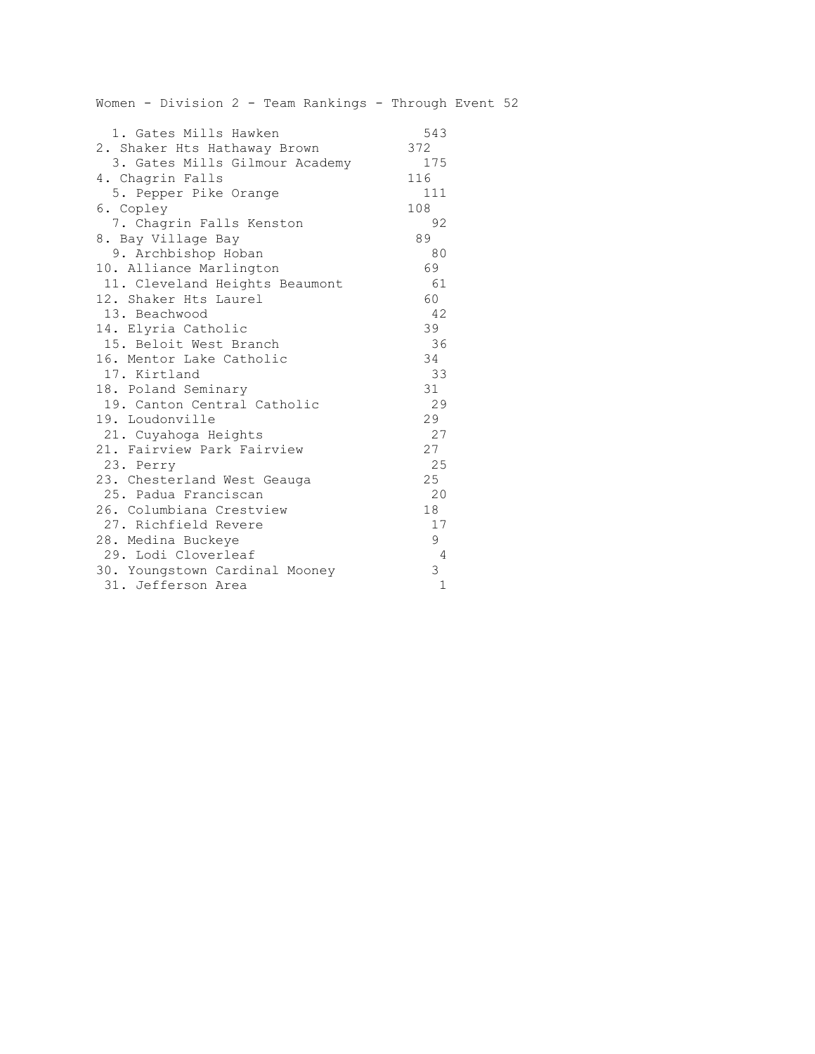Women - Division 2 - Team Rankings - Through Event 52

| | | |
|---|---|---|
| 1. | Gates Mills Hawken | 543 |
| 2. | Shaker Hts Hathaway Brown | 372 |
| 3. | Gates Mills Gilmour Academy | 175 |
| 4. | Chagrin Falls | 116 |
| 5. | Pepper Pike Orange | 111 |
| 6. | Copley | 108 |
| 7. | Chagrin Falls Kenston | 92 |
| 8. | Bay Village Bay | 89 |
| 9. | Archbishop Hoban | 80 |
| 10. | Alliance Marlington | 69 |
| 11. | Cleveland Heights Beaumont | 61 |
| 12. | Shaker Hts Laurel | 60 |
| 13. | Beachwood | 42 |
| 14. | Elyria Catholic | 39 |
| 15. | Beloit West Branch | 36 |
| 16. | Mentor Lake Catholic | 34 |
| 17. | Kirtland | 33 |
| 18. | Poland Seminary | 31 |
| 19. | Canton Central Catholic | 29 |
| 19. | Loudonville | 29 |
| 21. | Cuyahoga Heights | 27 |
| 21. | Fairview Park Fairview | 27 |
| 23. | Perry | 25 |
| 23. | Chesterland West Geauga | 25 |
| 25. | Padua Franciscan | 20 |
| 26. | Columbiana Crestview | 18 |
| 27. | Richfield Revere | 17 |
| 28. | Medina Buckeye | 9 |
| 29. | Lodi Cloverleaf | 4 |
| 30. | Youngstown Cardinal Mooney | 3 |
| 31. | Jefferson Area | 1 |